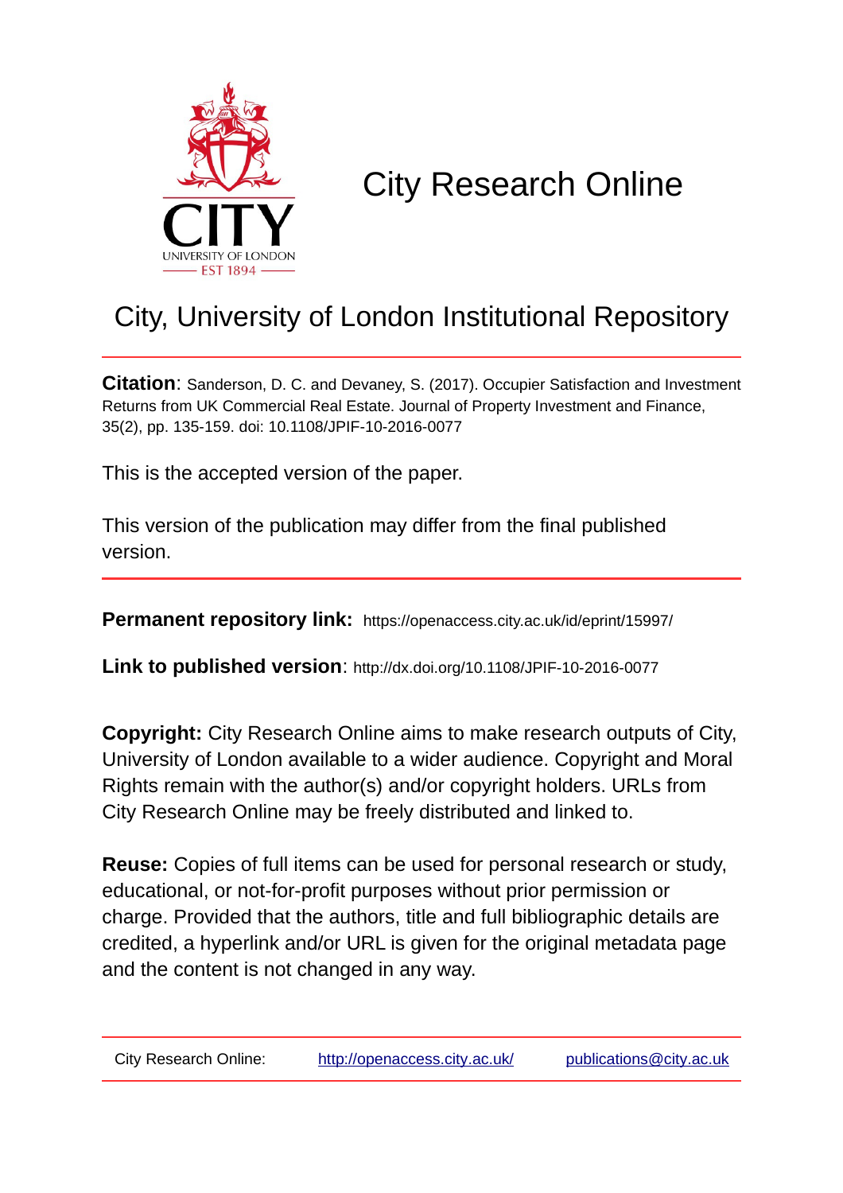# City Research Online

## City, University of London Institutional Repository

**Citation**: Sanderson, D. C. and Devaney, S. (2017). Occupier Satisfaction and Investment Returns from UK Commercial Real Estate. Journal of Property Investment and Finance, 35(2), pp. 135-159. doi: 10.1108/JPIF-10-2016-0077

This is the accepted version of the paper.

This version of the publication may differ from the final published version.

**Permanent repository link:** https://openaccess.city.ac.uk/id/eprint/15997/

**Link to published version**: http://dx.doi.org/10.1108/JPIF-10-2016-0077

**Copyright:** City Research Online aims to make research outputs of City, University of London available to a wider audience. Copyright and Moral Rights remain with the author(s) and/or copyright holders. URLs from City Research Online may be freely distributed and linked to.

**Reuse:** Copies of full items can be used for personal research or study, educational, or not-for-profit purposes without prior permission or charge. Provided that the authors, title and full bibliographic details are credited, a hyperlink and/or URL is given for the original metadata page and the content is not changed in any way.

City Research Online: http://openaccess.city.ac.uk/ publications@city.ac.uk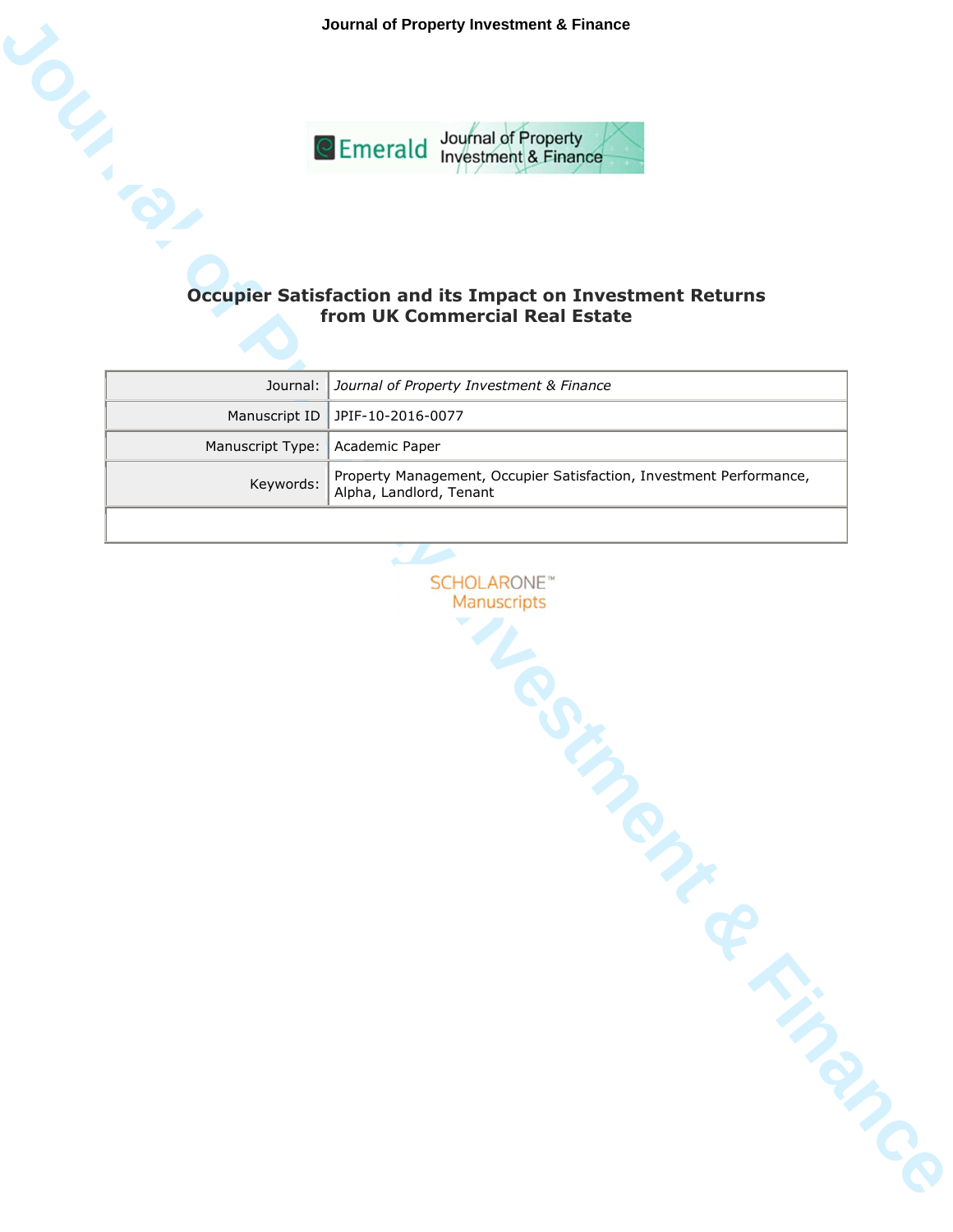# Occupier Satisfaction and its Impact on Investment Returns from UK Commercial Real Estate

| | |
|---|---|
| Journal: | *Journal of Property Investment & Finance* |
| Manuscript ID | JPIF-10-2016-0077 |
| Manuscript Type: | Academic Paper |
| Keywords: | Property Management, Occupier Satisfaction, Investment Performance, Alpha, Landlord, Tenant |

SCHOLARONE™ Manuscripts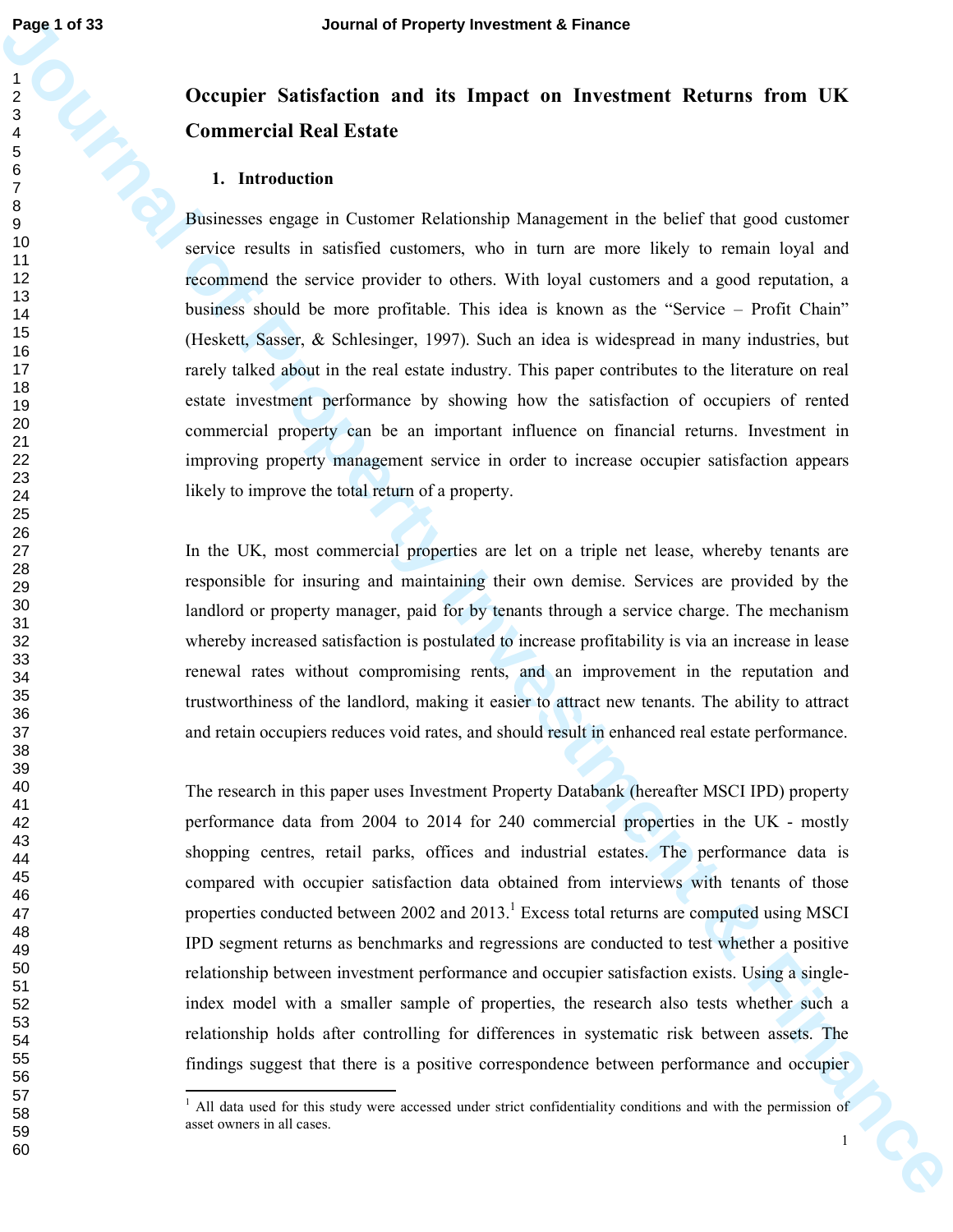# Occupier Satisfaction and its Impact on Investment Returns from UK Commercial Real Estate

## 1. Introduction

Businesses engage in Customer Relationship Management in the belief that good customer service results in satisfied customers, who in turn are more likely to remain loyal and recommend the service provider to others. With loyal customers and a good reputation, a business should be more profitable. This idea is known as the "Service – Profit Chain" (Heskett, Sasser, & Schlesinger, 1997). Such an idea is widespread in many industries, but rarely talked about in the real estate industry. This paper contributes to the literature on real estate investment performance by showing how the satisfaction of occupiers of rented commercial property can be an important influence on financial returns. Investment in improving property management service in order to increase occupier satisfaction appears likely to improve the total return of a property.

In the UK, most commercial properties are let on a triple net lease, whereby tenants are responsible for insuring and maintaining their own demise. Services are provided by the landlord or property manager, paid for by tenants through a service charge. The mechanism whereby increased satisfaction is postulated to increase profitability is via an increase in lease renewal rates without compromising rents, and an improvement in the reputation and trustworthiness of the landlord, making it easier to attract new tenants. The ability to attract and retain occupiers reduces void rates, and should result in enhanced real estate performance.

The research in this paper uses Investment Property Databank (hereafter MSCI IPD) property performance data from 2004 to 2014 for 240 commercial properties in the UK - mostly shopping centres, retail parks, offices and industrial estates. The performance data is compared with occupier satisfaction data obtained from interviews with tenants of those properties conducted between 2002 and 2013.[1] Excess total returns are computed using MSCI IPD segment returns as benchmarks and regressions are conducted to test whether a positive relationship between investment performance and occupier satisfaction exists. Using a single-index model with a smaller sample of properties, the research also tests whether such a relationship holds after controlling for differences in systematic risk between assets. The findings suggest that there is a positive correspondence between performance and occupier

[1] All data used for this study were accessed under strict confidentiality conditions and with the permission of asset owners in all cases.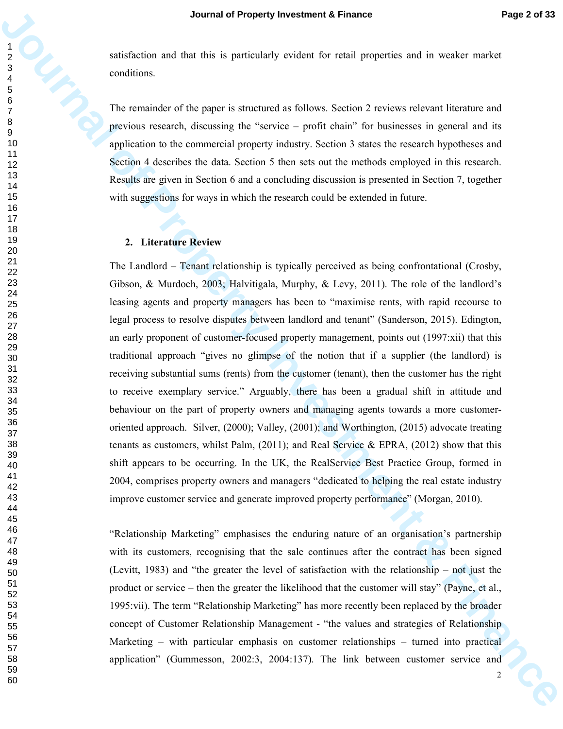satisfaction and that this is particularly evident for retail properties and in weaker market conditions.

The remainder of the paper is structured as follows. Section 2 reviews relevant literature and previous research, discussing the "service – profit chain" for businesses in general and its application to the commercial property industry. Section 3 states the research hypotheses and Section 4 describes the data. Section 5 then sets out the methods employed in this research. Results are given in Section 6 and a concluding discussion is presented in Section 7, together with suggestions for ways in which the research could be extended in future.

## 2. Literature Review

The Landlord – Tenant relationship is typically perceived as being confrontational (Crosby, Gibson, & Murdoch, 2003; Halvitigala, Murphy, & Levy, 2011). The role of the landlord's leasing agents and property managers has been to "maximise rents, with rapid recourse to legal process to resolve disputes between landlord and tenant" (Sanderson, 2015). Edington, an early proponent of customer-focused property management, points out (1997:xii) that this traditional approach "gives no glimpse of the notion that if a supplier (the landlord) is receiving substantial sums (rents) from the customer (tenant), then the customer has the right to receive exemplary service." Arguably, there has been a gradual shift in attitude and behaviour on the part of property owners and managing agents towards a more customer-oriented approach. Silver, (2000); Valley, (2001); and Worthington, (2015) advocate treating tenants as customers, whilst Palm, (2011); and Real Service & EPRA, (2012) show that this shift appears to be occurring. In the UK, the RealService Best Practice Group, formed in 2004, comprises property owners and managers "dedicated to helping the real estate industry improve customer service and generate improved property performance" (Morgan, 2010).

"Relationship Marketing" emphasises the enduring nature of an organisation's partnership with its customers, recognising that the sale continues after the contract has been signed (Levitt, 1983) and "the greater the level of satisfaction with the relationship – not just the product or service – then the greater the likelihood that the customer will stay" (Payne, et al., 1995:vii). The term "Relationship Marketing" has more recently been replaced by the broader concept of Customer Relationship Management - "the values and strategies of Relationship Marketing – with particular emphasis on customer relationships – turned into practical application" (Gummesson, 2002:3, 2004:137). The link between customer service and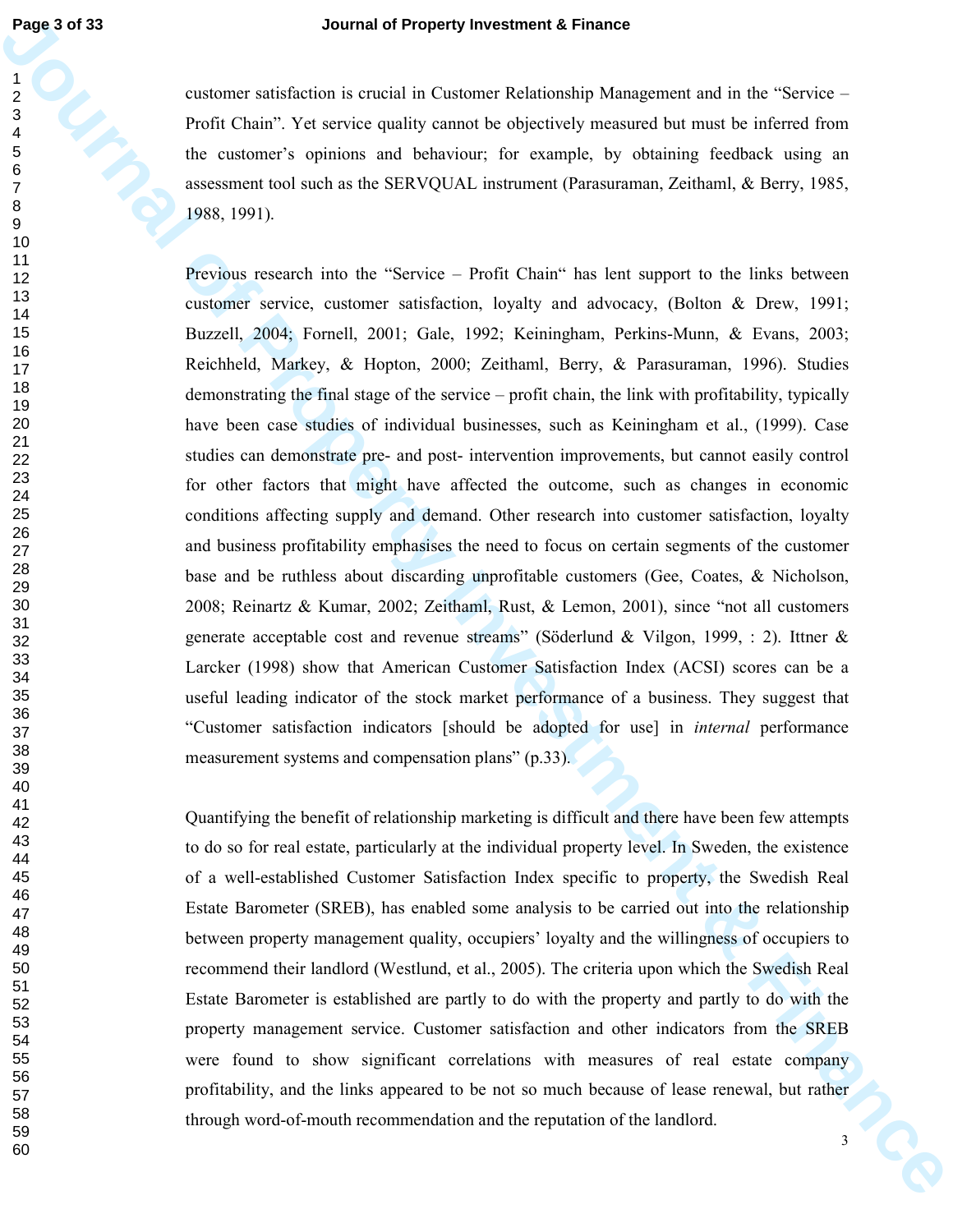customer satisfaction is crucial in Customer Relationship Management and in the "Service – Profit Chain". Yet service quality cannot be objectively measured but must be inferred from the customer's opinions and behaviour; for example, by obtaining feedback using an assessment tool such as the SERVQUAL instrument (Parasuraman, Zeithaml, & Berry, 1985, 1988, 1991).

Previous research into the "Service – Profit Chain" has lent support to the links between customer service, customer satisfaction, loyalty and advocacy, (Bolton & Drew, 1991; Buzzell, 2004; Fornell, 2001; Gale, 1992; Keiningham, Perkins-Munn, & Evans, 2003; Reichheld, Markey, & Hopton, 2000; Zeithaml, Berry, & Parasuraman, 1996). Studies demonstrating the final stage of the service – profit chain, the link with profitability, typically have been case studies of individual businesses, such as Keiningham et al., (1999). Case studies can demonstrate pre- and post- intervention improvements, but cannot easily control for other factors that might have affected the outcome, such as changes in economic conditions affecting supply and demand. Other research into customer satisfaction, loyalty and business profitability emphasises the need to focus on certain segments of the customer base and be ruthless about discarding unprofitable customers (Gee, Coates, & Nicholson, 2008; Reinartz & Kumar, 2002; Zeithaml, Rust, & Lemon, 2001), since "not all customers generate acceptable cost and revenue streams" (Söderlund & Vilgon, 1999, : 2). Ittner & Larcker (1998) show that American Customer Satisfaction Index (ACSI) scores can be a useful leading indicator of the stock market performance of a business. They suggest that "Customer satisfaction indicators [should be adopted for use] in *internal* performance measurement systems and compensation plans" (p.33).

Quantifying the benefit of relationship marketing is difficult and there have been few attempts to do so for real estate, particularly at the individual property level. In Sweden, the existence of a well-established Customer Satisfaction Index specific to property, the Swedish Real Estate Barometer (SREB), has enabled some analysis to be carried out into the relationship between property management quality, occupiers' loyalty and the willingness of occupiers to recommend their landlord (Westlund, et al., 2005). The criteria upon which the Swedish Real Estate Barometer is established are partly to do with the property and partly to do with the property management service. Customer satisfaction and other indicators from the SREB were found to show significant correlations with measures of real estate company profitability, and the links appeared to be not so much because of lease renewal, but rather through word-of-mouth recommendation and the reputation of the landlord.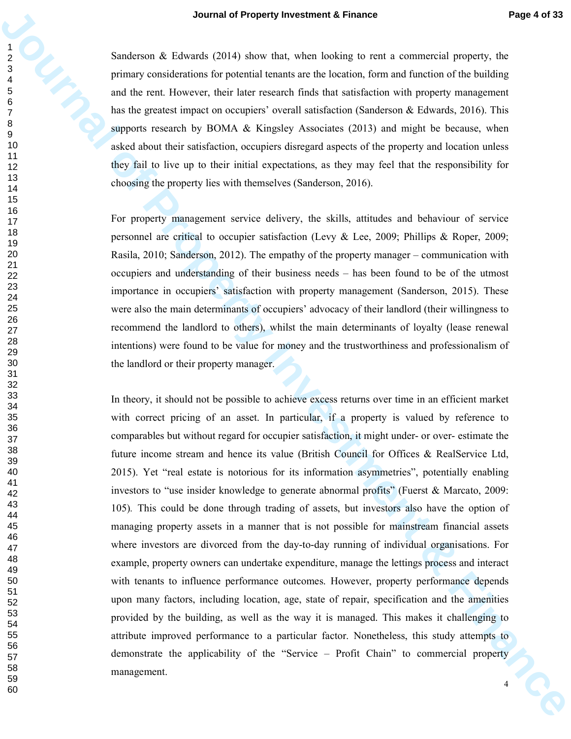Sanderson & Edwards (2014) show that, when looking to rent a commercial property, the primary considerations for potential tenants are the location, form and function of the building and the rent. However, their later research finds that satisfaction with property management has the greatest impact on occupiers' overall satisfaction (Sanderson & Edwards, 2016). This supports research by BOMA & Kingsley Associates (2013) and might be because, when asked about their satisfaction, occupiers disregard aspects of the property and location unless they fail to live up to their initial expectations, as they may feel that the responsibility for choosing the property lies with themselves (Sanderson, 2016).

For property management service delivery, the skills, attitudes and behaviour of service personnel are critical to occupier satisfaction (Levy & Lee, 2009; Phillips & Roper, 2009; Rasila, 2010; Sanderson, 2012). The empathy of the property manager – communication with occupiers and understanding of their business needs – has been found to be of the utmost importance in occupiers' satisfaction with property management (Sanderson, 2015). These were also the main determinants of occupiers' advocacy of their landlord (their willingness to recommend the landlord to others), whilst the main determinants of loyalty (lease renewal intentions) were found to be value for money and the trustworthiness and professionalism of the landlord or their property manager.

In theory, it should not be possible to achieve excess returns over time in an efficient market with correct pricing of an asset. In particular, if a property is valued by reference to comparables but without regard for occupier satisfaction, it might under- or over- estimate the future income stream and hence its value (British Council for Offices & RealService Ltd, 2015). Yet "real estate is notorious for its information asymmetries", potentially enabling investors to "use insider knowledge to generate abnormal profits" (Fuerst & Marcato, 2009: 105). This could be done through trading of assets, but investors also have the option of managing property assets in a manner that is not possible for mainstream financial assets where investors are divorced from the day-to-day running of individual organisations. For example, property owners can undertake expenditure, manage the lettings process and interact with tenants to influence performance outcomes. However, property performance depends upon many factors, including location, age, state of repair, specification and the amenities provided by the building, as well as the way it is managed. This makes it challenging to attribute improved performance to a particular factor. Nonetheless, this study attempts to demonstrate the applicability of the "Service – Profit Chain" to commercial property management.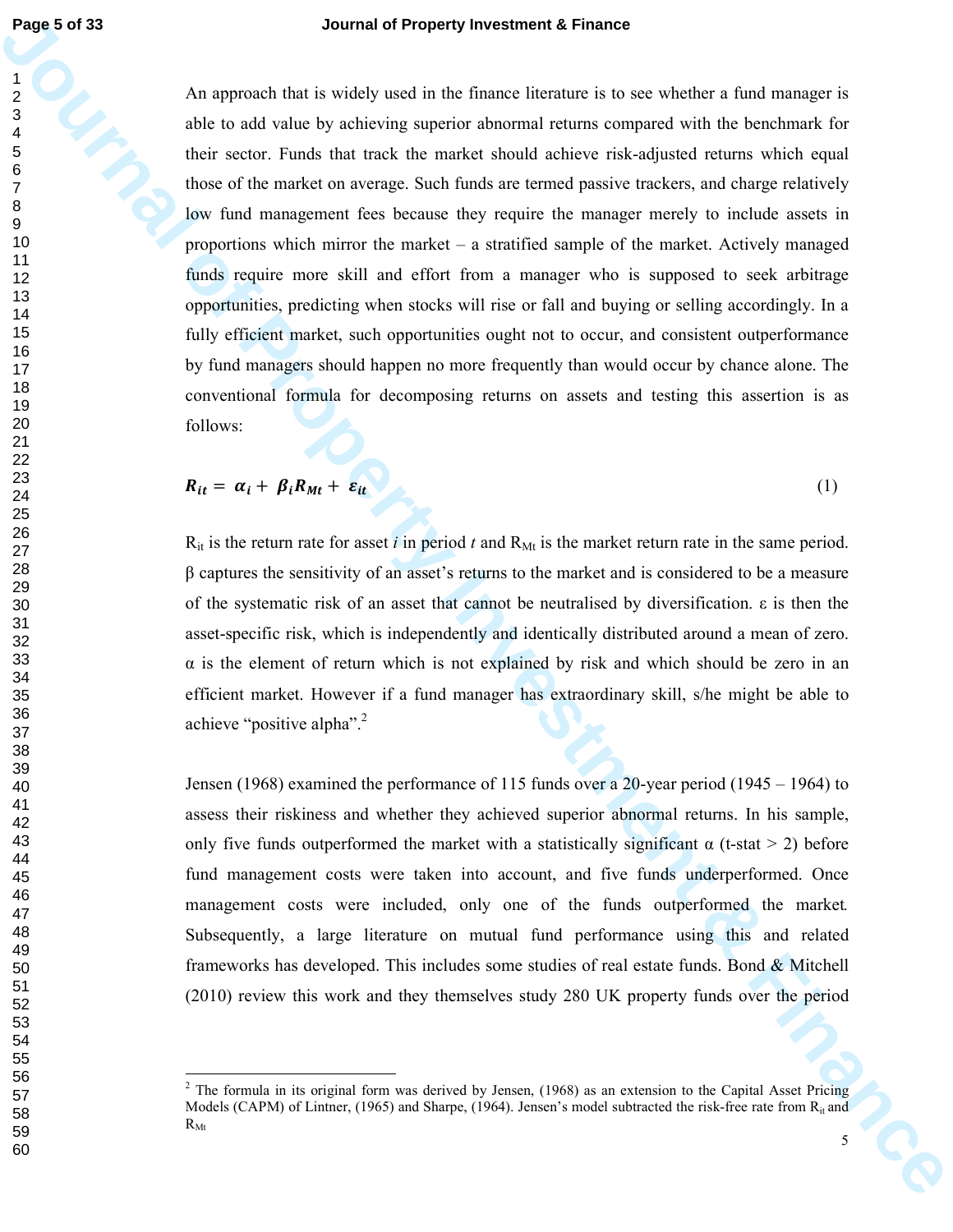An approach that is widely used in the finance literature is to see whether a fund manager is able to add value by achieving superior abnormal returns compared with the benchmark for their sector. Funds that track the market should achieve risk-adjusted returns which equal those of the market on average. Such funds are termed passive trackers, and charge relatively low fund management fees because they require the manager merely to include assets in proportions which mirror the market – a stratified sample of the market. Actively managed funds require more skill and effort from a manager who is supposed to seek arbitrage opportunities, predicting when stocks will rise or fall and buying or selling accordingly. In a fully efficient market, such opportunities ought not to occur, and consistent outperformance by fund managers should happen no more frequently than would occur by chance alone. The conventional formula for decomposing returns on assets and testing this assertion is as follows:

$$\boldsymbol{R_{it} = \alpha_i + \beta_i R_{Mt} + \varepsilon_{it}} \tag{1}$$

$R_{it}$ is the return rate for asset $i$ in period $t$ and $R_{Mt}$ is the market return rate in the same period. β captures the sensitivity of an asset's returns to the market and is considered to be a measure of the systematic risk of an asset that cannot be neutralised by diversification. ε is then the asset-specific risk, which is independently and identically distributed around a mean of zero. α is the element of return which is not explained by risk and which should be zero in an efficient market. However if a fund manager has extraordinary skill, s/he might be able to achieve "positive alpha".[2]

Jensen (1968) examined the performance of 115 funds over a 20-year period (1945 – 1964) to assess their riskiness and whether they achieved superior abnormal returns. In his sample, only five funds outperformed the market with a statistically significant α (t-stat > 2) before fund management costs were taken into account, and five funds underperformed. Once management costs were included, only one of the funds outperformed the market. Subsequently, a large literature on mutual fund performance using this and related frameworks has developed. This includes some studies of real estate funds. Bond & Mitchell (2010) review this work and they themselves study 280 UK property funds over the period

---

[2] The formula in its original form was derived by Jensen, (1968) as an extension to the Capital Asset Pricing Models (CAPM) of Lintner, (1965) and Sharpe, (1964). Jensen's model subtracted the risk-free rate from $R_{it}$ and $R_{Mt}$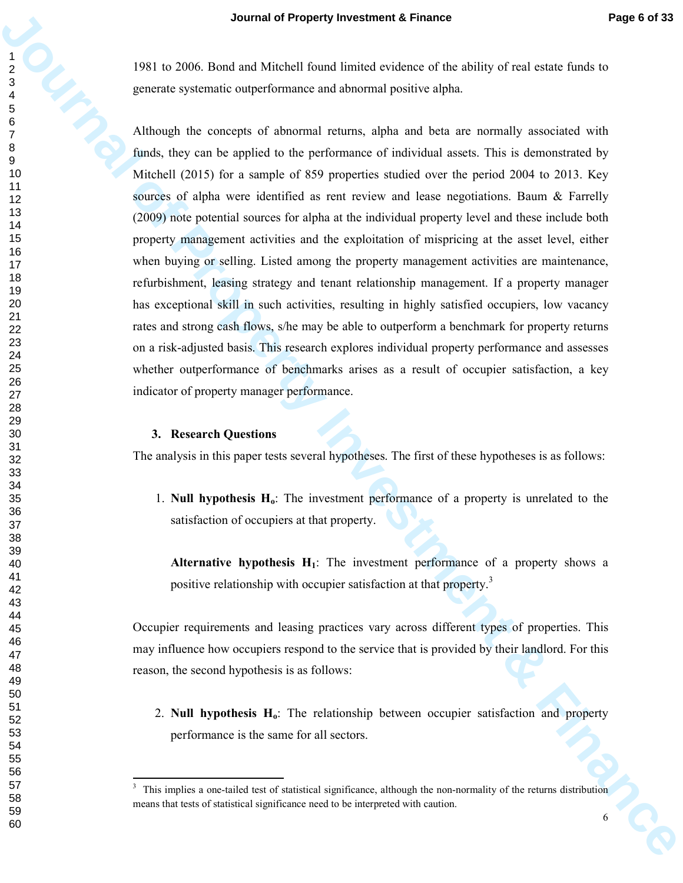1981 to 2006. Bond and Mitchell found limited evidence of the ability of real estate funds to generate systematic outperformance and abnormal positive alpha.

Although the concepts of abnormal returns, alpha and beta are normally associated with funds, they can be applied to the performance of individual assets. This is demonstrated by Mitchell (2015) for a sample of 859 properties studied over the period 2004 to 2013. Key sources of alpha were identified as rent review and lease negotiations. Baum & Farrelly (2009) note potential sources for alpha at the individual property level and these include both property management activities and the exploitation of mispricing at the asset level, either when buying or selling. Listed among the property management activities are maintenance, refurbishment, leasing strategy and tenant relationship management. If a property manager has exceptional skill in such activities, resulting in highly satisfied occupiers, low vacancy rates and strong cash flows, s/he may be able to outperform a benchmark for property returns on a risk-adjusted basis. This research explores individual property performance and assesses whether outperformance of benchmarks arises as a result of occupier satisfaction, a key indicator of property manager performance.

## 3. Research Questions

The analysis in this paper tests several hypotheses. The first of these hypotheses is as follows:

1. **Null hypothesis $H_o$**: The investment performance of a property is unrelated to the satisfaction of occupiers at that property.

   **Alternative hypothesis $H_1$**: The investment performance of a property shows a positive relationship with occupier satisfaction at that property.[3]

Occupier requirements and leasing practices vary across different types of properties. This may influence how occupiers respond to the service that is provided by their landlord. For this reason, the second hypothesis is as follows:

2. **Null hypothesis $H_o$**: The relationship between occupier satisfaction and property performance is the same for all sectors.

[3] This implies a one-tailed test of statistical significance, although the non-normality of the returns distribution means that tests of statistical significance need to be interpreted with caution.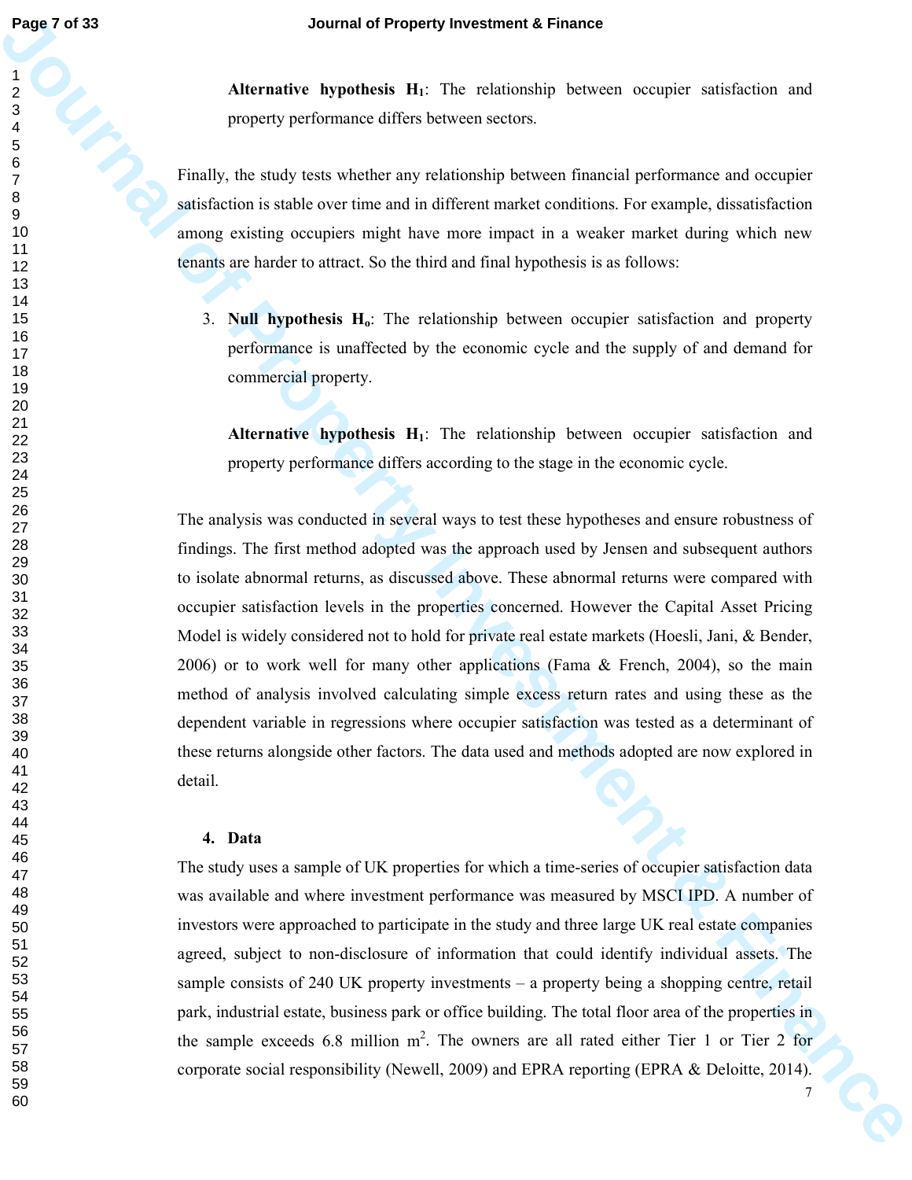**Alternative hypothesis $H_1$**: The relationship between occupier satisfaction and property performance differs between sectors.

Finally, the study tests whether any relationship between financial performance and occupier satisfaction is stable over time and in different market conditions. For example, dissatisfaction among existing occupiers might have more impact in a weaker market during which new tenants are harder to attract. So the third and final hypothesis is as follows:

3. **Null hypothesis $H_o$**: The relationship between occupier satisfaction and property performance is unaffected by the economic cycle and the supply of and demand for commercial property.

   **Alternative hypothesis $H_1$**: The relationship between occupier satisfaction and property performance differs according to the stage in the economic cycle.

The analysis was conducted in several ways to test these hypotheses and ensure robustness of findings. The first method adopted was the approach used by Jensen and subsequent authors to isolate abnormal returns, as discussed above. These abnormal returns were compared with occupier satisfaction levels in the properties concerned. However the Capital Asset Pricing Model is widely considered not to hold for private real estate markets (Hoesli, Jani, & Bender, 2006) or to work well for many other applications (Fama & French, 2004), so the main method of analysis involved calculating simple excess return rates and using these as the dependent variable in regressions where occupier satisfaction was tested as a determinant of these returns alongside other factors. The data used and methods adopted are now explored in detail.

## 4. Data

The study uses a sample of UK properties for which a time-series of occupier satisfaction data was available and where investment performance was measured by MSCI IPD. A number of investors were approached to participate in the study and three large UK real estate companies agreed, subject to non-disclosure of information that could identify individual assets. The sample consists of 240 UK property investments – a property being a shopping centre, retail park, industrial estate, business park or office building. The total floor area of the properties in the sample exceeds 6.8 million $m^2$. The owners are all rated either Tier 1 or Tier 2 for corporate social responsibility (Newell, 2009) and EPRA reporting (EPRA & Deloitte, 2014).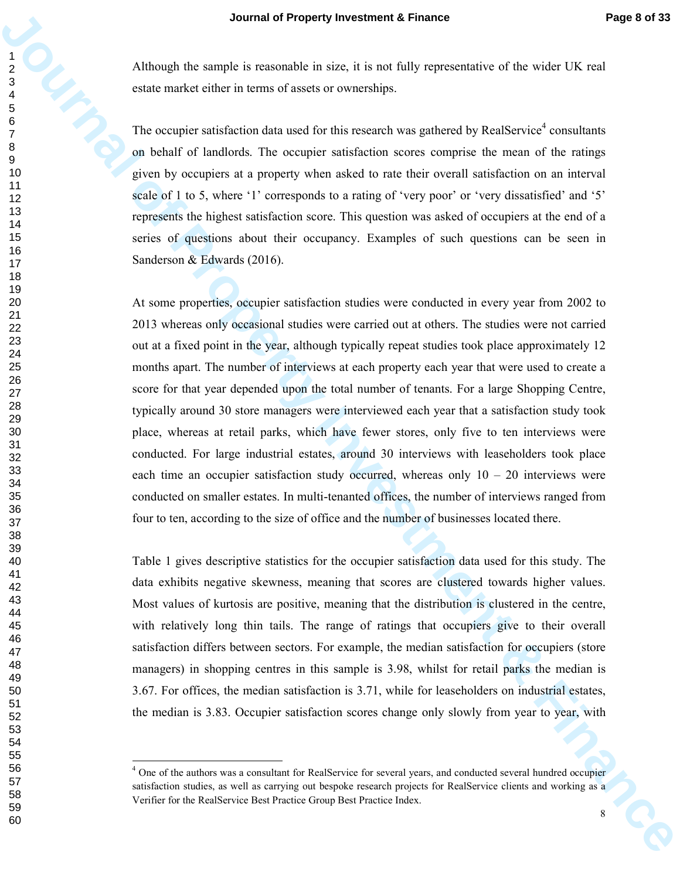Although the sample is reasonable in size, it is not fully representative of the wider UK real estate market either in terms of assets or ownerships.

The occupier satisfaction data used for this research was gathered by RealService[4] consultants on behalf of landlords. The occupier satisfaction scores comprise the mean of the ratings given by occupiers at a property when asked to rate their overall satisfaction on an interval scale of 1 to 5, where '1' corresponds to a rating of 'very poor' or 'very dissatisfied' and '5' represents the highest satisfaction score. This question was asked of occupiers at the end of a series of questions about their occupancy. Examples of such questions can be seen in Sanderson & Edwards (2016).

At some properties, occupier satisfaction studies were conducted in every year from 2002 to 2013 whereas only occasional studies were carried out at others. The studies were not carried out at a fixed point in the year, although typically repeat studies took place approximately 12 months apart. The number of interviews at each property each year that were used to create a score for that year depended upon the total number of tenants. For a large Shopping Centre, typically around 30 store managers were interviewed each year that a satisfaction study took place, whereas at retail parks, which have fewer stores, only five to ten interviews were conducted. For large industrial estates, around 30 interviews with leaseholders took place each time an occupier satisfaction study occurred, whereas only 10 – 20 interviews were conducted on smaller estates. In multi-tenanted offices, the number of interviews ranged from four to ten, according to the size of office and the number of businesses located there.

Table 1 gives descriptive statistics for the occupier satisfaction data used for this study. The data exhibits negative skewness, meaning that scores are clustered towards higher values. Most values of kurtosis are positive, meaning that the distribution is clustered in the centre, with relatively long thin tails. The range of ratings that occupiers give to their overall satisfaction differs between sectors. For example, the median satisfaction for occupiers (store managers) in shopping centres in this sample is 3.98, whilst for retail parks the median is 3.67. For offices, the median satisfaction is 3.71, while for leaseholders on industrial estates, the median is 3.83. Occupier satisfaction scores change only slowly from year to year, with

[4] One of the authors was a consultant for RealService for several years, and conducted several hundred occupier satisfaction studies, as well as carrying out bespoke research projects for RealService clients and working as a Verifier for the RealService Best Practice Group Best Practice Index.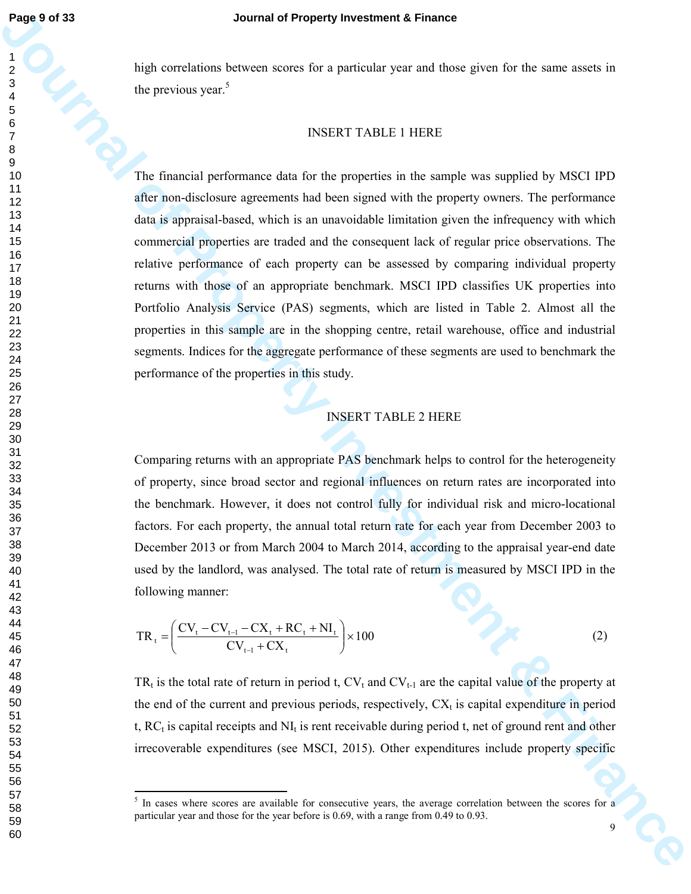high correlations between scores for a particular year and those given for the same assets in the previous year.[5]

INSERT TABLE 1 HERE

The financial performance data for the properties in the sample was supplied by MSCI IPD after non-disclosure agreements had been signed with the property owners. The performance data is appraisal-based, which is an unavoidable limitation given the infrequency with which commercial properties are traded and the consequent lack of regular price observations. The relative performance of each property can be assessed by comparing individual property returns with those of an appropriate benchmark. MSCI IPD classifies UK properties into Portfolio Analysis Service (PAS) segments, which are listed in Table 2. Almost all the properties in this sample are in the shopping centre, retail warehouse, office and industrial segments. Indices for the aggregate performance of these segments are used to benchmark the performance of the properties in this study.

INSERT TABLE 2 HERE

Comparing returns with an appropriate PAS benchmark helps to control for the heterogeneity of property, since broad sector and regional influences on return rates are incorporated into the benchmark. However, it does not control fully for individual risk and micro-locational factors. For each property, the annual total return rate for each year from December 2003 to December 2013 or from March 2004 to March 2014, according to the appraisal year-end date used by the landlord, was analysed. The total rate of return is measured by MSCI IPD in the following manner:

$$TR_t = \left( \frac{CV_t - CV_{t-1} - CX_t + RC_t + NI_t}{CV_{t-1} + CX_t} \right) \times 100 \qquad (2)$$

$TR_t$ is the total rate of return in period t, $CV_t$ and $CV_{t-1}$ are the capital value of the property at the end of the current and previous periods, respectively, $CX_t$ is capital expenditure in period t, $RC_t$ is capital receipts and $NI_t$ is rent receivable during period t, net of ground rent and other irrecoverable expenditures (see MSCI, 2015). Other expenditures include property specific

[5] In cases where scores are available for consecutive years, the average correlation between the scores for a particular year and those for the year before is 0.69, with a range from 0.49 to 0.93.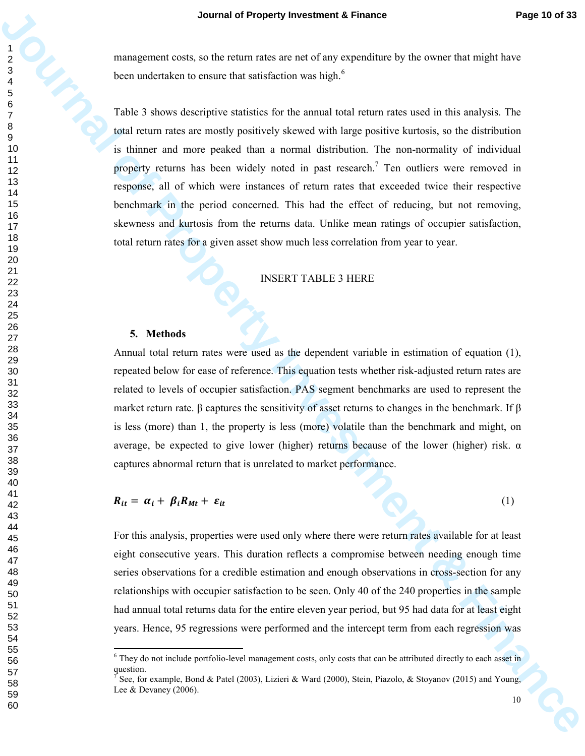management costs, so the return rates are net of any expenditure by the owner that might have been undertaken to ensure that satisfaction was high.[6]

Table 3 shows descriptive statistics for the annual total return rates used in this analysis. The total return rates are mostly positively skewed with large positive kurtosis, so the distribution is thinner and more peaked than a normal distribution. The non-normality of individual property returns has been widely noted in past research.[7] Ten outliers were removed in response, all of which were instances of return rates that exceeded twice their respective benchmark in the period concerned. This had the effect of reducing, but not removing, skewness and kurtosis from the returns data. Unlike mean ratings of occupier satisfaction, total return rates for a given asset show much less correlation from year to year.

INSERT TABLE 3 HERE

## 5. Methods

Annual total return rates were used as the dependent variable in estimation of equation (1), repeated below for ease of reference. This equation tests whether risk-adjusted return rates are related to levels of occupier satisfaction. PAS segment benchmarks are used to represent the market return rate. $\beta$ captures the sensitivity of asset returns to changes in the benchmark. If $\beta$ is less (more) than 1, the property is less (more) volatile than the benchmark and might, on average, be expected to give lower (higher) returns because of the lower (higher) risk. $\alpha$ captures abnormal return that is unrelated to market performance.

$$\boldsymbol{R_{it} = \alpha_i + \beta_i R_{Mt} + \varepsilon_{it}} \tag{1}$$

For this analysis, properties were used only where there were return rates available for at least eight consecutive years. This duration reflects a compromise between needing enough time series observations for a credible estimation and enough observations in cross-section for any relationships with occupier satisfaction to be seen. Only 40 of the 240 properties in the sample had annual total returns data for the entire eleven year period, but 95 had data for at least eight years. Hence, 95 regressions were performed and the intercept term from each regression was

[6] They do not include portfolio-level management costs, only costs that can be attributed directly to each asset in question.

[7] See, for example, Bond & Patel (2003), Lizieri & Ward (2000), Stein, Piazolo, & Stoyanov (2015) and Young, Lee & Devaney (2006).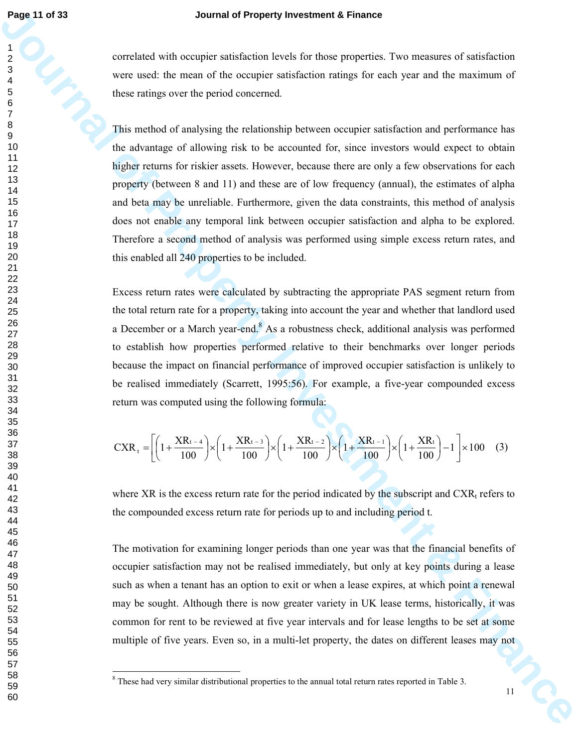correlated with occupier satisfaction levels for those properties. Two measures of satisfaction were used: the mean of the occupier satisfaction ratings for each year and the maximum of these ratings over the period concerned.

This method of analysing the relationship between occupier satisfaction and performance has the advantage of allowing risk to be accounted for, since investors would expect to obtain higher returns for riskier assets. However, because there are only a few observations for each property (between 8 and 11) and these are of low frequency (annual), the estimates of alpha and beta may be unreliable. Furthermore, given the data constraints, this method of analysis does not enable any temporal link between occupier satisfaction and alpha to be explored. Therefore a second method of analysis was performed using simple excess return rates, and this enabled all 240 properties to be included.

Excess return rates were calculated by subtracting the appropriate PAS segment return from the total return rate for a property, taking into account the year and whether that landlord used a December or a March year-end.[8] As a robustness check, additional analysis was performed to establish how properties performed relative to their benchmarks over longer periods because the impact on financial performance of improved occupier satisfaction is unlikely to be realised immediately (Scarrett, 1995:56). For example, a five-year compounded excess return was computed using the following formula:

$$CXR_t = \left[\left(1+\frac{XR_{t-4}}{100}\right)\times\left(1+\frac{XR_{t-3}}{100}\right)\times\left(1+\frac{XR_{t-2}}{100}\right)\times\left(1+\frac{XR_{t-1}}{100}\right)\times\left(1+\frac{XR_{t}}{100}\right)-1\right]\times 100 \quad (3)$$

where XR is the excess return rate for the period indicated by the subscript and $CXR_t$ refers to the compounded excess return rate for periods up to and including period t.

The motivation for examining longer periods than one year was that the financial benefits of occupier satisfaction may not be realised immediately, but only at key points during a lease such as when a tenant has an option to exit or when a lease expires, at which point a renewal may be sought. Although there is now greater variety in UK lease terms, historically, it was common for rent to be reviewed at five year intervals and for lease lengths to be set at some multiple of five years. Even so, in a multi-let property, the dates on different leases may not

[8] These had very similar distributional properties to the annual total return rates reported in Table 3.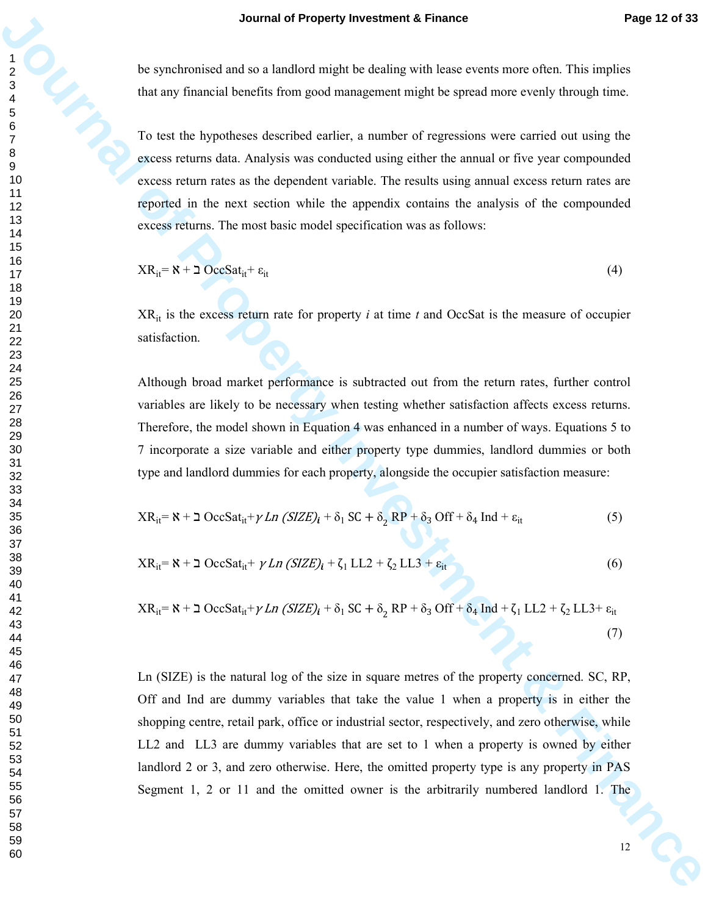be synchronised and so a landlord might be dealing with lease events more often. This implies that any financial benefits from good management might be spread more evenly through time.

To test the hypotheses described earlier, a number of regressions were carried out using the excess returns data. Analysis was conducted using either the annual or five year compounded excess return rates as the dependent variable. The results using annual excess return rates are reported in the next section while the appendix contains the analysis of the compounded excess returns. The most basic model specification was as follows:

$$XR_{it} = \aleph + \beth \text{ OccSat}_{it} + \varepsilon_{it} \tag{4}$$

$XR_{it}$ is the excess return rate for property *i* at time *t* and OccSat is the measure of occupier satisfaction.

Although broad market performance is subtracted out from the return rates, further control variables are likely to be necessary when testing whether satisfaction affects excess returns. Therefore, the model shown in Equation 4 was enhanced in a number of ways. Equations 5 to 7 incorporate a size variable and either property type dummies, landlord dummies or both type and landlord dummies for each property, alongside the occupier satisfaction measure:

$$XR_{it} = \aleph + \beth \text{ OccSat}_{it} + \gamma \, Ln\,(SIZE)_i + \delta_1 \text{ SC} + \delta_2 \text{ RP} + \delta_3 \text{ Off} + \delta_4 \text{ Ind} + \varepsilon_{it} \tag{5}$$

$$XR_{it} = \aleph + \beth \text{ OccSat}_{it} + \gamma \, Ln\,(SIZE)_i + \zeta_1 \text{ LL2} + \zeta_2 \text{ LL3} + \varepsilon_{it} \tag{6}$$

$$XR_{it} = \aleph + \beth \text{ OccSat}_{it} + \gamma \, Ln\,(SIZE)_i + \delta_1 \text{ SC} + \delta_2 \text{ RP} + \delta_3 \text{ Off} + \delta_4 \text{ Ind} + \zeta_1 \text{ LL2} + \zeta_2 \text{ LL3} + \varepsilon_{it} \tag{7}$$

Ln (SIZE) is the natural log of the size in square metres of the property concerned. SC, RP, Off and Ind are dummy variables that take the value 1 when a property is in either the shopping centre, retail park, office or industrial sector, respectively, and zero otherwise, while LL2 and LL3 are dummy variables that are set to 1 when a property is owned by either landlord 2 or 3, and zero otherwise. Here, the omitted property type is any property in PAS Segment 1, 2 or 11 and the omitted owner is the arbitrarily numbered landlord 1. The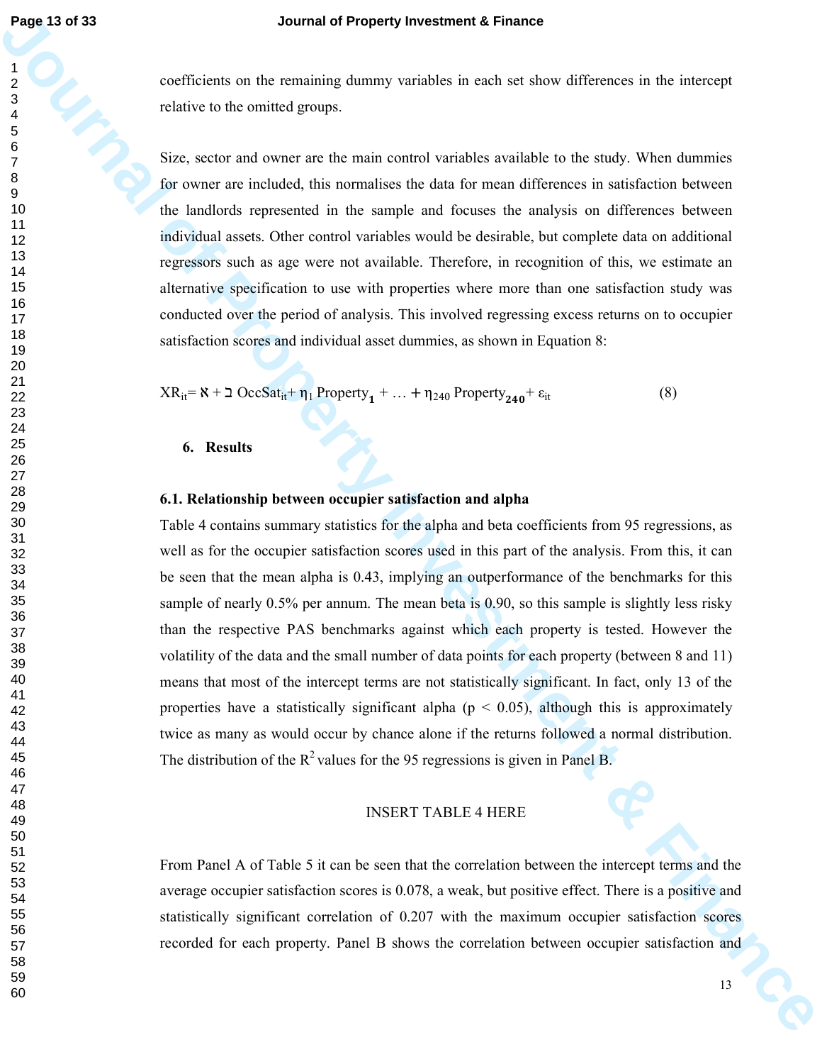coefficients on the remaining dummy variables in each set show differences in the intercept relative to the omitted groups.

Size, sector and owner are the main control variables available to the study. When dummies for owner are included, this normalises the data for mean differences in satisfaction between the landlords represented in the sample and focuses the analysis on differences between individual assets. Other control variables would be desirable, but complete data on additional regressors such as age were not available. Therefore, in recognition of this, we estimate an alternative specification to use with properties where more than one satisfaction study was conducted over the period of analysis. This involved regressing excess returns on to occupier satisfaction scores and individual asset dummies, as shown in Equation 8:

$$XR_{it} = \aleph + \beth \ OccSat_{it} + \eta_1 \ Property_{\mathbf{1}} + \ldots + \eta_{240} \ Property_{\mathbf{240}} + \varepsilon_{it} \quad (8)$$

## 6. Results

### 6.1. Relationship between occupier satisfaction and alpha

Table 4 contains summary statistics for the alpha and beta coefficients from 95 regressions, as well as for the occupier satisfaction scores used in this part of the analysis. From this, it can be seen that the mean alpha is 0.43, implying an outperformance of the benchmarks for this sample of nearly 0.5% per annum. The mean beta is 0.90, so this sample is slightly less risky than the respective PAS benchmarks against which each property is tested. However the volatility of the data and the small number of data points for each property (between 8 and 11) means that most of the intercept terms are not statistically significant. In fact, only 13 of the properties have a statistically significant alpha ($p < 0.05$), although this is approximately twice as many as would occur by chance alone if the returns followed a normal distribution. The distribution of the $R^2$ values for the 95 regressions is given in Panel B.

INSERT TABLE 4 HERE

From Panel A of Table 5 it can be seen that the correlation between the intercept terms and the average occupier satisfaction scores is 0.078, a weak, but positive effect. There is a positive and statistically significant correlation of 0.207 with the maximum occupier satisfaction scores recorded for each property. Panel B shows the correlation between occupier satisfaction and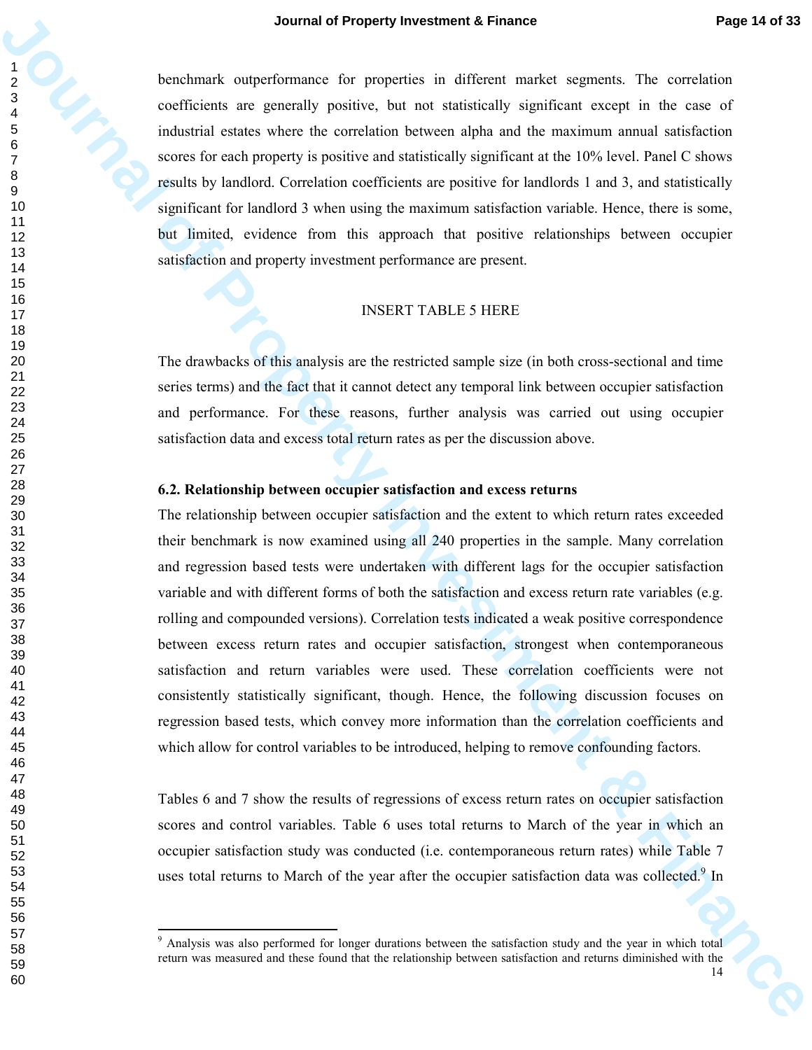benchmark outperformance for properties in different market segments. The correlation coefficients are generally positive, but not statistically significant except in the case of industrial estates where the correlation between alpha and the maximum annual satisfaction scores for each property is positive and statistically significant at the 10% level. Panel C shows results by landlord. Correlation coefficients are positive for landlords 1 and 3, and statistically significant for landlord 3 when using the maximum satisfaction variable. Hence, there is some, but limited, evidence from this approach that positive relationships between occupier satisfaction and property investment performance are present.

INSERT TABLE 5 HERE

The drawbacks of this analysis are the restricted sample size (in both cross-sectional and time series terms) and the fact that it cannot detect any temporal link between occupier satisfaction and performance. For these reasons, further analysis was carried out using occupier satisfaction data and excess total return rates as per the discussion above.

### 6.2. Relationship between occupier satisfaction and excess returns

The relationship between occupier satisfaction and the extent to which return rates exceeded their benchmark is now examined using all 240 properties in the sample. Many correlation and regression based tests were undertaken with different lags for the occupier satisfaction variable and with different forms of both the satisfaction and excess return rate variables (e.g. rolling and compounded versions). Correlation tests indicated a weak positive correspondence between excess return rates and occupier satisfaction, strongest when contemporaneous satisfaction and return variables were used. These correlation coefficients were not consistently statistically significant, though. Hence, the following discussion focuses on regression based tests, which convey more information than the correlation coefficients and which allow for control variables to be introduced, helping to remove confounding factors.

Tables 6 and 7 show the results of regressions of excess return rates on occupier satisfaction scores and control variables. Table 6 uses total returns to March of the year in which an occupier satisfaction study was conducted (i.e. contemporaneous return rates) while Table 7 uses total returns to March of the year after the occupier satisfaction data was collected.[9] In

[9] Analysis was also performed for longer durations between the satisfaction study and the year in which total return was measured and these found that the relationship between satisfaction and returns diminished with the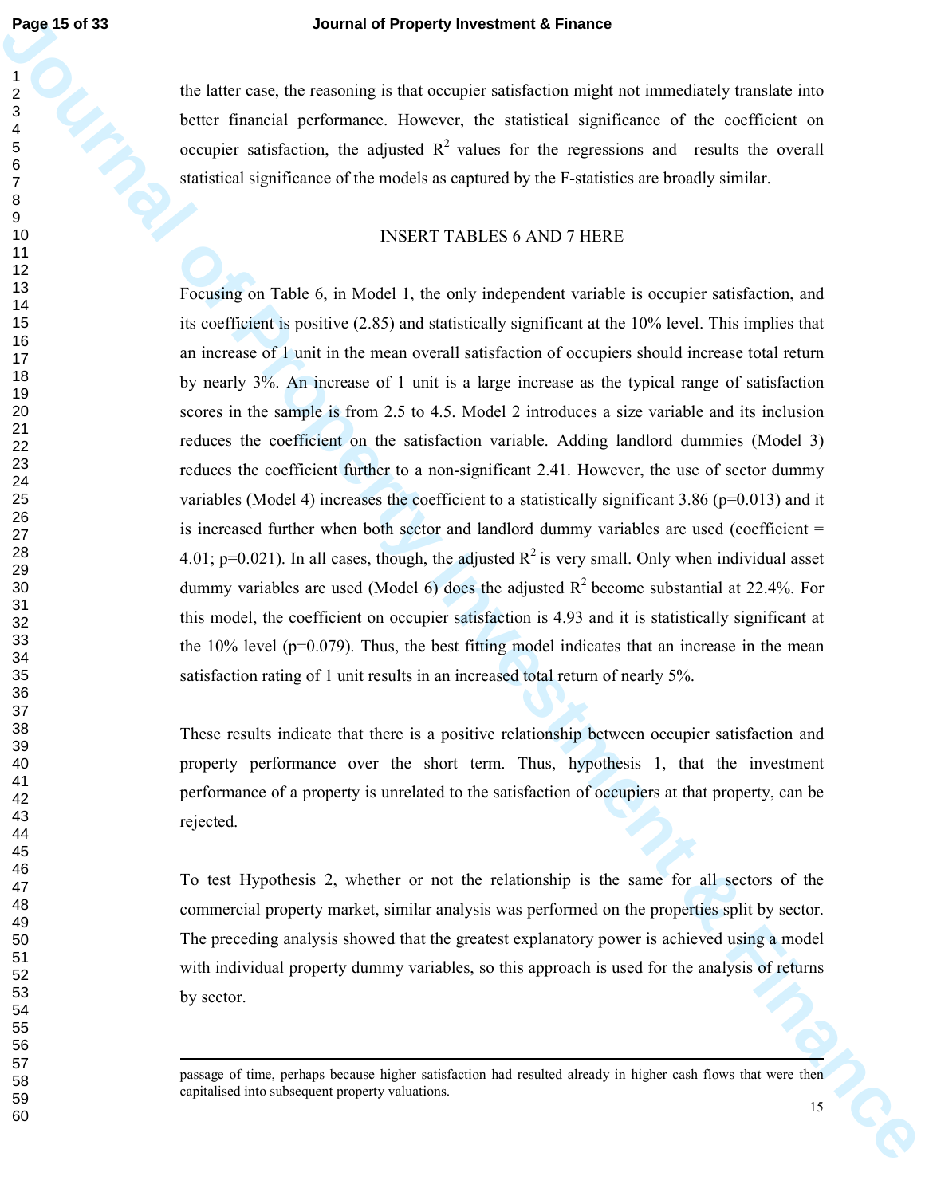the latter case, the reasoning is that occupier satisfaction might not immediately translate into better financial performance. However, the statistical significance of the coefficient on occupier satisfaction, the adjusted $R^2$ values for the regressions and results the overall statistical significance of the models as captured by the F-statistics are broadly similar.

INSERT TABLES 6 AND 7 HERE

Focusing on Table 6, in Model 1, the only independent variable is occupier satisfaction, and its coefficient is positive (2.85) and statistically significant at the 10% level. This implies that an increase of 1 unit in the mean overall satisfaction of occupiers should increase total return by nearly 3%. An increase of 1 unit is a large increase as the typical range of satisfaction scores in the sample is from 2.5 to 4.5. Model 2 introduces a size variable and its inclusion reduces the coefficient on the satisfaction variable. Adding landlord dummies (Model 3) reduces the coefficient further to a non-significant 2.41. However, the use of sector dummy variables (Model 4) increases the coefficient to a statistically significant 3.86 ($p=0.013$) and it is increased further when both sector and landlord dummy variables are used (coefficient = 4.01; $p=0.021$). In all cases, though, the adjusted $R^2$ is very small. Only when individual asset dummy variables are used (Model 6) does the adjusted $R^2$ become substantial at 22.4%. For this model, the coefficient on occupier satisfaction is 4.93 and it is statistically significant at the 10% level ($p=0.079$). Thus, the best fitting model indicates that an increase in the mean satisfaction rating of 1 unit results in an increased total return of nearly 5%.

These results indicate that there is a positive relationship between occupier satisfaction and property performance over the short term. Thus, hypothesis 1, that the investment performance of a property is unrelated to the satisfaction of occupiers at that property, can be rejected.

To test Hypothesis 2, whether or not the relationship is the same for all sectors of the commercial property market, similar analysis was performed on the properties split by sector. The preceding analysis showed that the greatest explanatory power is achieved using a model with individual property dummy variables, so this approach is used for the analysis of returns by sector.

---

passage of time, perhaps because higher satisfaction had resulted already in higher cash flows that were then capitalised into subsequent property valuations.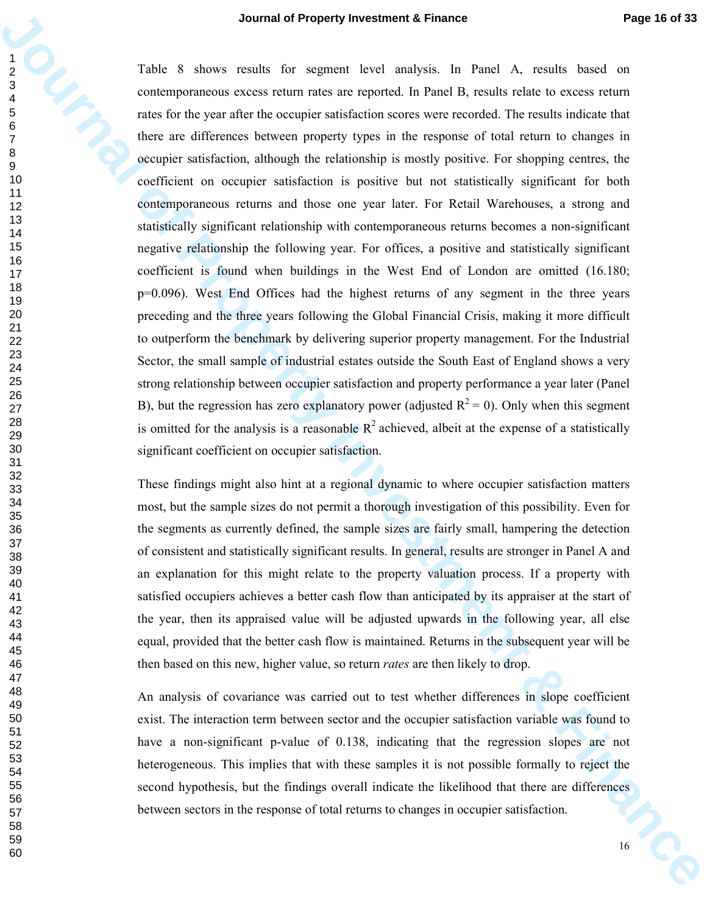Table 8 shows results for segment level analysis. In Panel A, results based on contemporaneous excess return rates are reported. In Panel B, results relate to excess return rates for the year after the occupier satisfaction scores were recorded. The results indicate that there are differences between property types in the response of total return to changes in occupier satisfaction, although the relationship is mostly positive. For shopping centres, the coefficient on occupier satisfaction is positive but not statistically significant for both contemporaneous returns and those one year later. For Retail Warehouses, a strong and statistically significant relationship with contemporaneous returns becomes a non-significant negative relationship the following year. For offices, a positive and statistically significant coefficient is found when buildings in the West End of London are omitted (16.180; p=0.096). West End Offices had the highest returns of any segment in the three years preceding and the three years following the Global Financial Crisis, making it more difficult to outperform the benchmark by delivering superior property management. For the Industrial Sector, the small sample of industrial estates outside the South East of England shows a very strong relationship between occupier satisfaction and property performance a year later (Panel B), but the regression has zero explanatory power (adjusted $R^2 = 0$). Only when this segment is omitted for the analysis is a reasonable $R^2$ achieved, albeit at the expense of a statistically significant coefficient on occupier satisfaction.

These findings might also hint at a regional dynamic to where occupier satisfaction matters most, but the sample sizes do not permit a thorough investigation of this possibility. Even for the segments as currently defined, the sample sizes are fairly small, hampering the detection of consistent and statistically significant results. In general, results are stronger in Panel A and an explanation for this might relate to the property valuation process. If a property with satisfied occupiers achieves a better cash flow than anticipated by its appraiser at the start of the year, then its appraised value will be adjusted upwards in the following year, all else equal, provided that the better cash flow is maintained. Returns in the subsequent year will be then based on this new, higher value, so return *rates* are then likely to drop.

An analysis of covariance was carried out to test whether differences in slope coefficient exist. The interaction term between sector and the occupier satisfaction variable was found to have a non-significant p-value of 0.138, indicating that the regression slopes are not heterogeneous. This implies that with these samples it is not possible formally to reject the second hypothesis, but the findings overall indicate the likelihood that there are differences between sectors in the response of total returns to changes in occupier satisfaction.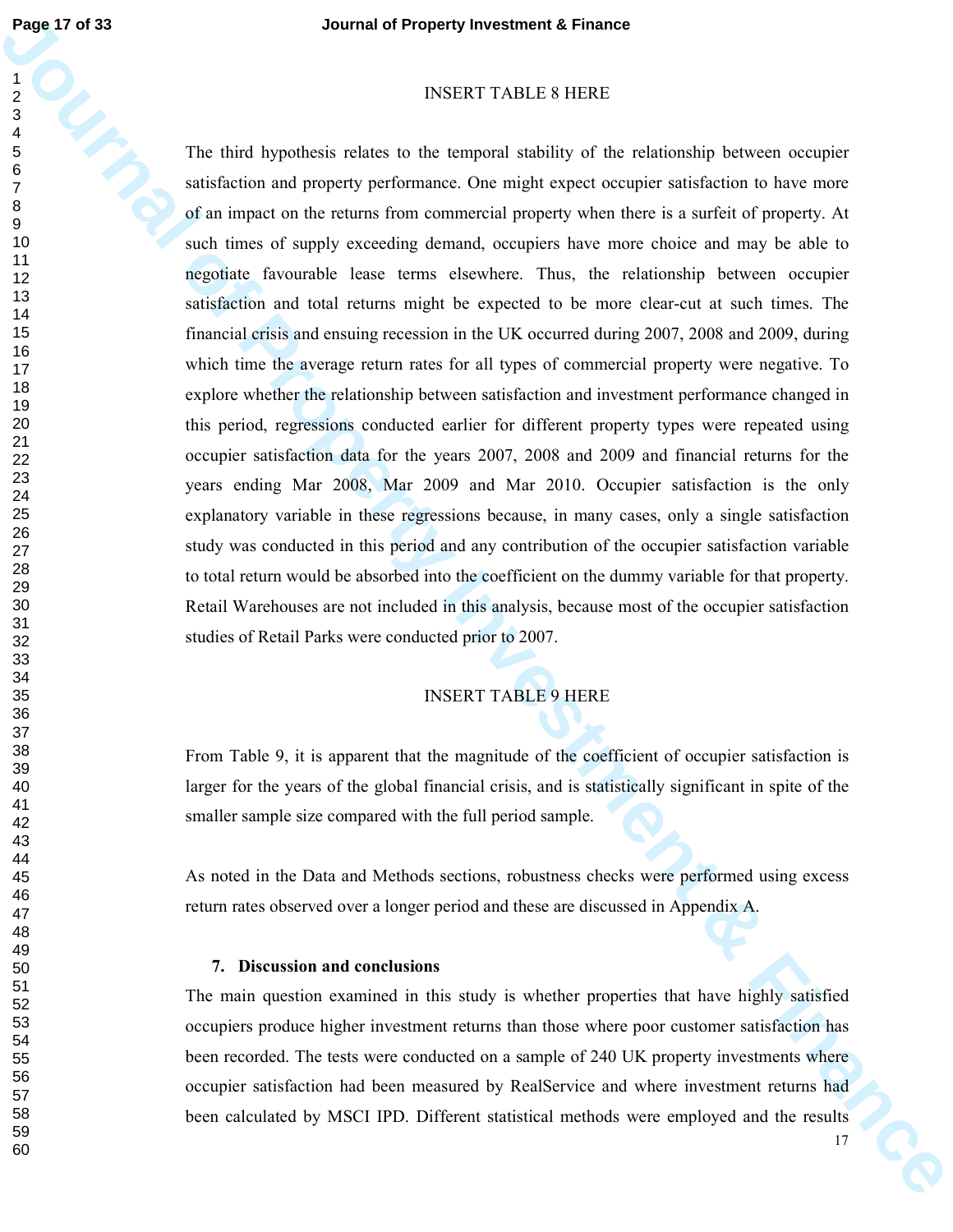INSERT TABLE 8 HERE

The third hypothesis relates to the temporal stability of the relationship between occupier satisfaction and property performance. One might expect occupier satisfaction to have more of an impact on the returns from commercial property when there is a surfeit of property. At such times of supply exceeding demand, occupiers have more choice and may be able to negotiate favourable lease terms elsewhere. Thus, the relationship between occupier satisfaction and total returns might be expected to be more clear-cut at such times. The financial crisis and ensuing recession in the UK occurred during 2007, 2008 and 2009, during which time the average return rates for all types of commercial property were negative. To explore whether the relationship between satisfaction and investment performance changed in this period, regressions conducted earlier for different property types were repeated using occupier satisfaction data for the years 2007, 2008 and 2009 and financial returns for the years ending Mar 2008, Mar 2009 and Mar 2010. Occupier satisfaction is the only explanatory variable in these regressions because, in many cases, only a single satisfaction study was conducted in this period and any contribution of the occupier satisfaction variable to total return would be absorbed into the coefficient on the dummy variable for that property. Retail Warehouses are not included in this analysis, because most of the occupier satisfaction studies of Retail Parks were conducted prior to 2007.

INSERT TABLE 9 HERE

From Table 9, it is apparent that the magnitude of the coefficient of occupier satisfaction is larger for the years of the global financial crisis, and is statistically significant in spite of the smaller sample size compared with the full period sample.

As noted in the Data and Methods sections, robustness checks were performed using excess return rates observed over a longer period and these are discussed in Appendix A.

## 7. Discussion and conclusions

The main question examined in this study is whether properties that have highly satisfied occupiers produce higher investment returns than those where poor customer satisfaction has been recorded. The tests were conducted on a sample of 240 UK property investments where occupier satisfaction had been measured by RealService and where investment returns had been calculated by MSCI IPD. Different statistical methods were employed and the results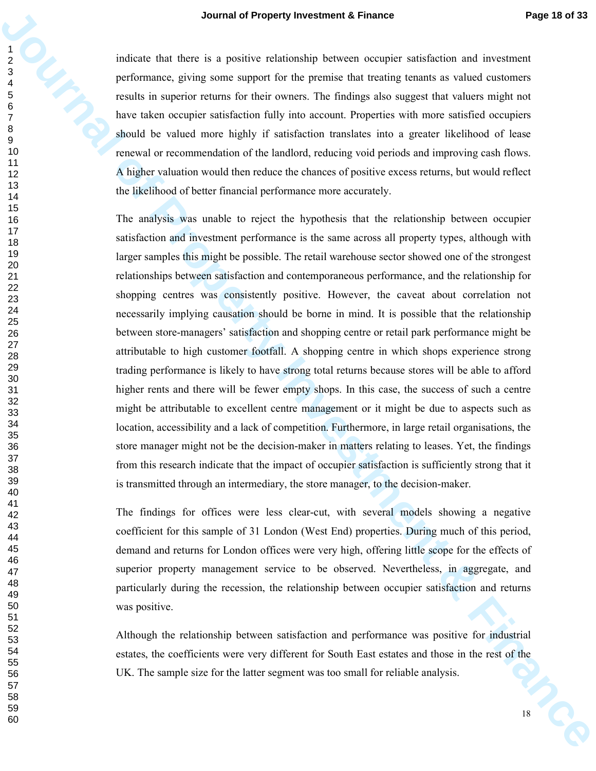indicate that there is a positive relationship between occupier satisfaction and investment performance, giving some support for the premise that treating tenants as valued customers results in superior returns for their owners. The findings also suggest that valuers might not have taken occupier satisfaction fully into account. Properties with more satisfied occupiers should be valued more highly if satisfaction translates into a greater likelihood of lease renewal or recommendation of the landlord, reducing void periods and improving cash flows. A higher valuation would then reduce the chances of positive excess returns, but would reflect the likelihood of better financial performance more accurately.

The analysis was unable to reject the hypothesis that the relationship between occupier satisfaction and investment performance is the same across all property types, although with larger samples this might be possible. The retail warehouse sector showed one of the strongest relationships between satisfaction and contemporaneous performance, and the relationship for shopping centres was consistently positive. However, the caveat about correlation not necessarily implying causation should be borne in mind. It is possible that the relationship between store-managers' satisfaction and shopping centre or retail park performance might be attributable to high customer footfall. A shopping centre in which shops experience strong trading performance is likely to have strong total returns because stores will be able to afford higher rents and there will be fewer empty shops. In this case, the success of such a centre might be attributable to excellent centre management or it might be due to aspects such as location, accessibility and a lack of competition. Furthermore, in large retail organisations, the store manager might not be the decision-maker in matters relating to leases. Yet, the findings from this research indicate that the impact of occupier satisfaction is sufficiently strong that it is transmitted through an intermediary, the store manager, to the decision-maker.

The findings for offices were less clear-cut, with several models showing a negative coefficient for this sample of 31 London (West End) properties. During much of this period, demand and returns for London offices were very high, offering little scope for the effects of superior property management service to be observed. Nevertheless, in aggregate, and particularly during the recession, the relationship between occupier satisfaction and returns was positive.

Although the relationship between satisfaction and performance was positive for industrial estates, the coefficients were very different for South East estates and those in the rest of the UK. The sample size for the latter segment was too small for reliable analysis.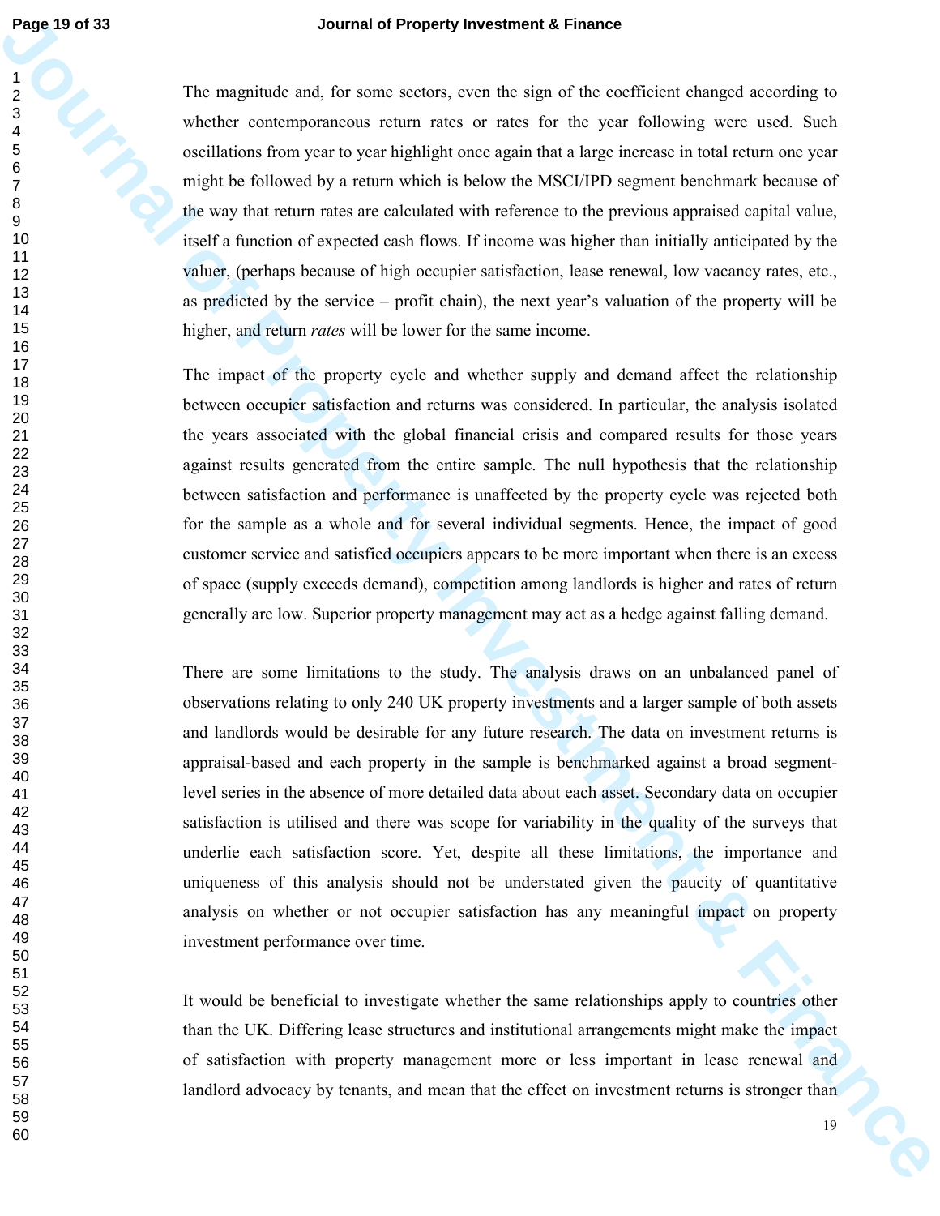The magnitude and, for some sectors, even the sign of the coefficient changed according to whether contemporaneous return rates or rates for the year following were used. Such oscillations from year to year highlight once again that a large increase in total return one year might be followed by a return which is below the MSCI/IPD segment benchmark because of the way that return rates are calculated with reference to the previous appraised capital value, itself a function of expected cash flows. If income was higher than initially anticipated by the valuer, (perhaps because of high occupier satisfaction, lease renewal, low vacancy rates, etc., as predicted by the service – profit chain), the next year's valuation of the property will be higher, and return *rates* will be lower for the same income.

The impact of the property cycle and whether supply and demand affect the relationship between occupier satisfaction and returns was considered. In particular, the analysis isolated the years associated with the global financial crisis and compared results for those years against results generated from the entire sample. The null hypothesis that the relationship between satisfaction and performance is unaffected by the property cycle was rejected both for the sample as a whole and for several individual segments. Hence, the impact of good customer service and satisfied occupiers appears to be more important when there is an excess of space (supply exceeds demand), competition among landlords is higher and rates of return generally are low. Superior property management may act as a hedge against falling demand.

There are some limitations to the study. The analysis draws on an unbalanced panel of observations relating to only 240 UK property investments and a larger sample of both assets and landlords would be desirable for any future research. The data on investment returns is appraisal-based and each property in the sample is benchmarked against a broad segment-level series in the absence of more detailed data about each asset. Secondary data on occupier satisfaction is utilised and there was scope for variability in the quality of the surveys that underlie each satisfaction score. Yet, despite all these limitations, the importance and uniqueness of this analysis should not be understated given the paucity of quantitative analysis on whether or not occupier satisfaction has any meaningful impact on property investment performance over time.

It would be beneficial to investigate whether the same relationships apply to countries other than the UK. Differing lease structures and institutional arrangements might make the impact of satisfaction with property management more or less important in lease renewal and landlord advocacy by tenants, and mean that the effect on investment returns is stronger than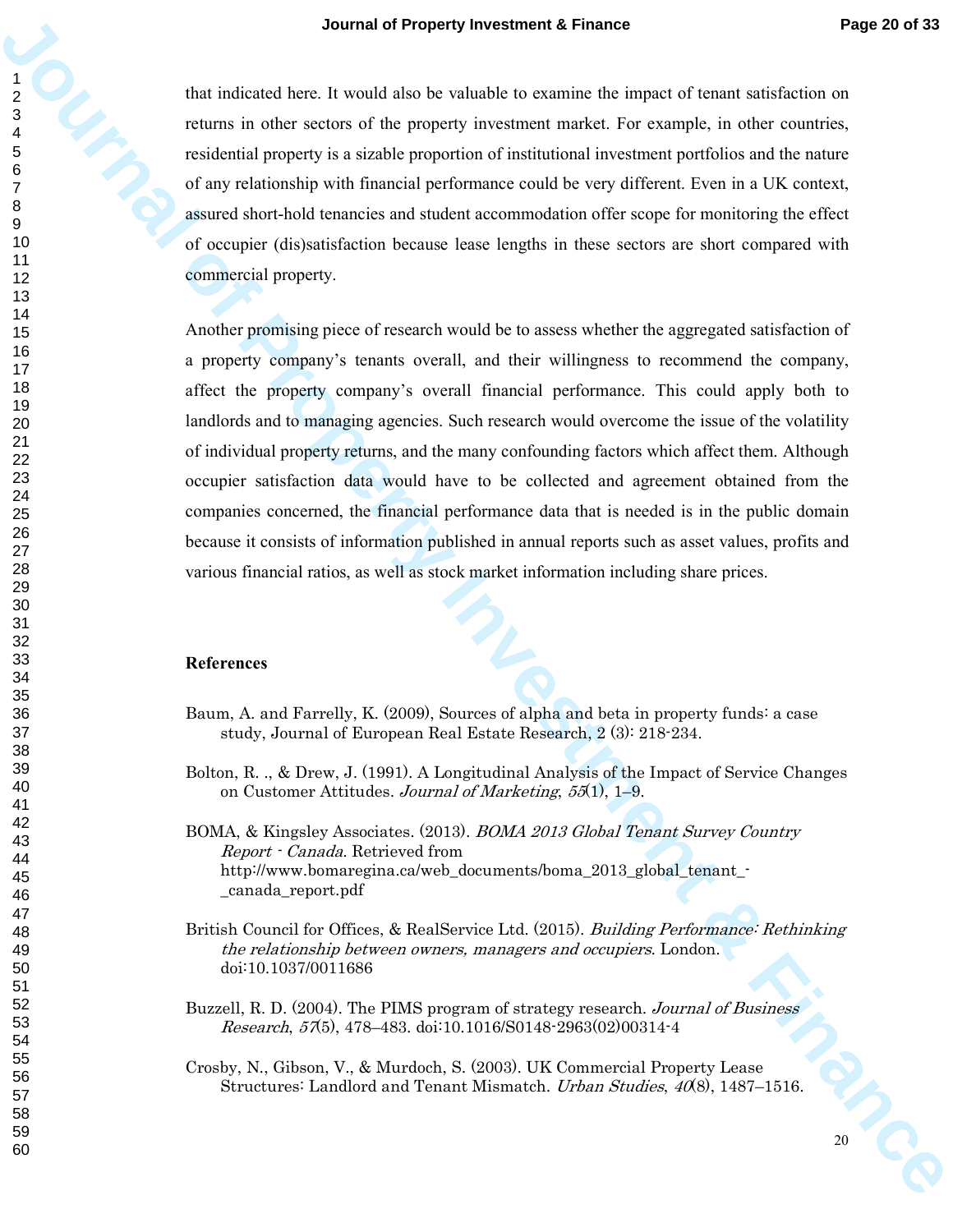that indicated here. It would also be valuable to examine the impact of tenant satisfaction on returns in other sectors of the property investment market. For example, in other countries, residential property is a sizable proportion of institutional investment portfolios and the nature of any relationship with financial performance could be very different. Even in a UK context, assured short-hold tenancies and student accommodation offer scope for monitoring the effect of occupier (dis)satisfaction because lease lengths in these sectors are short compared with commercial property.

Another promising piece of research would be to assess whether the aggregated satisfaction of a property company's tenants overall, and their willingness to recommend the company, affect the property company's overall financial performance. This could apply both to landlords and to managing agencies. Such research would overcome the issue of the volatility of individual property returns, and the many confounding factors which affect them. Although occupier satisfaction data would have to be collected and agreement obtained from the companies concerned, the financial performance data that is needed is in the public domain because it consists of information published in annual reports such as asset values, profits and various financial ratios, as well as stock market information including share prices.

## References

Baum, A. and Farrelly, K. (2009), Sources of alpha and beta in property funds: a case study, Journal of European Real Estate Research, 2 (3): 218-234.

Bolton, R. ., & Drew, J. (1991). A Longitudinal Analysis of the Impact of Service Changes on Customer Attitudes. *Journal of Marketing*, *55*(1), 1–9.

BOMA, & Kingsley Associates. (2013). *BOMA 2013 Global Tenant Survey Country Report - Canada*. Retrieved from http://www.bomaregina.ca/web_documents/boma_2013_global_tenant_-_canada_report.pdf

British Council for Offices, & RealService Ltd. (2015). *Building Performance: Rethinking the relationship between owners, managers and occupiers*. London. doi:10.1037/0011686

Buzzell, R. D. (2004). The PIMS program of strategy research. *Journal of Business Research*, *57*(5), 478–483. doi:10.1016/S0148-2963(02)00314-4

Crosby, N., Gibson, V., & Murdoch, S. (2003). UK Commercial Property Lease Structures: Landlord and Tenant Mismatch. *Urban Studies*, *40*(8), 1487–1516.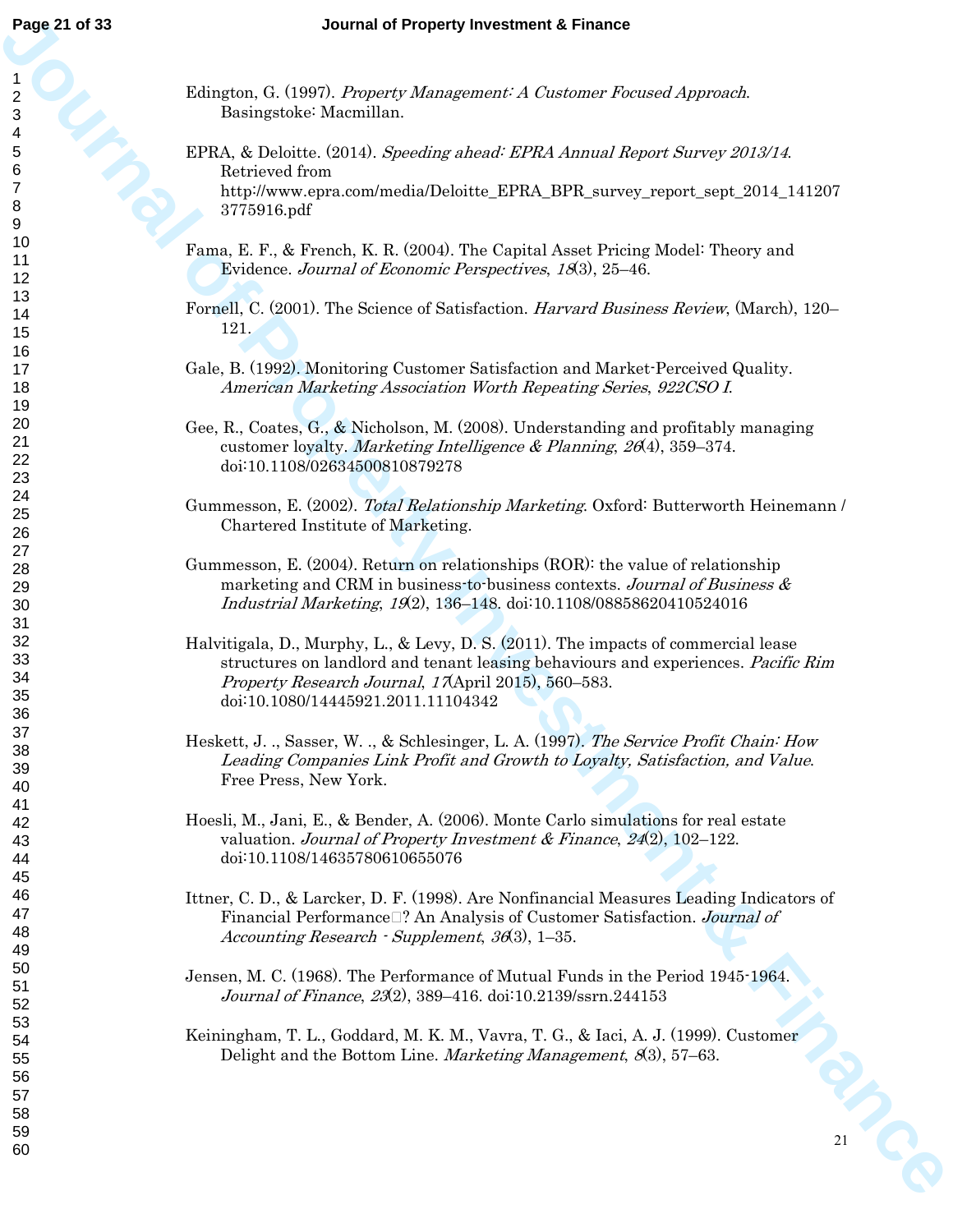Edington, G. (1997). *Property Management: A Customer Focused Approach*. Basingstoke: Macmillan.

EPRA, & Deloitte. (2014). *Speeding ahead: EPRA Annual Report Survey 2013/14*. Retrieved from http://www.epra.com/media/Deloitte_EPRA_BPR_survey_report_sept_2014_1412073775916.pdf

Fama, E. F., & French, K. R. (2004). The Capital Asset Pricing Model: Theory and Evidence. *Journal of Economic Perspectives*, *18*(3), 25–46.

Fornell, C. (2001). The Science of Satisfaction. *Harvard Business Review*, (March), 120–121.

Gale, B. (1992). Monitoring Customer Satisfaction and Market-Perceived Quality. *American Marketing Association Worth Repeating Series*, *922CSO I*.

Gee, R., Coates, G., & Nicholson, M. (2008). Understanding and profitably managing customer loyalty. *Marketing Intelligence & Planning*, *26*(4), 359–374. doi:10.1108/02634500810879278

Gummesson, E. (2002). *Total Relationship Marketing*. Oxford: Butterworth Heinemann / Chartered Institute of Marketing.

Gummesson, E. (2004). Return on relationships (ROR): the value of relationship marketing and CRM in business-to-business contexts. *Journal of Business & Industrial Marketing*, *19*(2), 136–148. doi:10.1108/08858620410524016

Halvitigala, D., Murphy, L., & Levy, D. S. (2011). The impacts of commercial lease structures on landlord and tenant leasing behaviours and experiences. *Pacific Rim Property Research Journal*, *17*(April 2015), 560–583. doi:10.1080/14445921.2011.11104342

Heskett, J. ., Sasser, W. ., & Schlesinger, L. A. (1997). *The Service Profit Chain: How Leading Companies Link Profit and Growth to Loyalty, Satisfaction, and Value*. Free Press, New York.

Hoesli, M., Jani, E., & Bender, A. (2006). Monte Carlo simulations for real estate valuation. *Journal of Property Investment & Finance*, *24*(2), 102–122. doi:10.1108/14635780610655076

Ittner, C. D., & Larcker, D. F. (1998). Are Nonfinancial Measures Leading Indicators of Financial Performance□? An Analysis of Customer Satisfaction. *Journal of Accounting Research - Supplement*, *36*(3), 1–35.

Jensen, M. C. (1968). The Performance of Mutual Funds in the Period 1945-1964. *Journal of Finance*, *23*(2), 389–416. doi:10.2139/ssrn.244153

Keiningham, T. L., Goddard, M. K. M., Vavra, T. G., & Iaci, A. J. (1999). Customer Delight and the Bottom Line. *Marketing Management*, *8*(3), 57–63.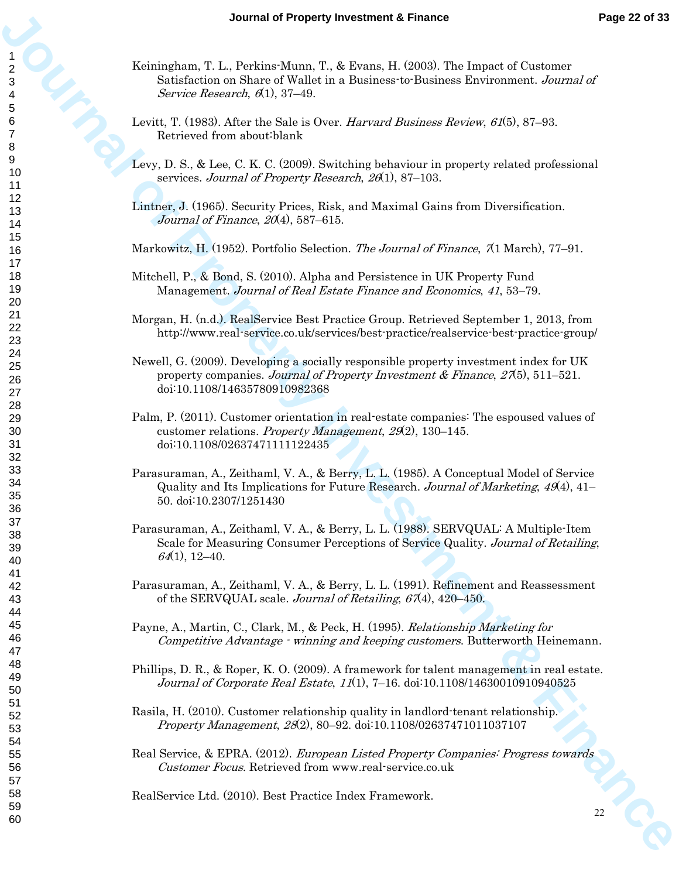Keiningham, T. L., Perkins-Munn, T., & Evans, H. (2003). The Impact of Customer Satisfaction on Share of Wallet in a Business-to-Business Environment. *Journal of Service Research*, *6*(1), 37–49.

Levitt, T. (1983). After the Sale is Over. *Harvard Business Review*, *61*(5), 87–93. Retrieved from about:blank

Levy, D. S., & Lee, C. K. C. (2009). Switching behaviour in property related professional services. *Journal of Property Research*, *26*(1), 87–103.

Lintner, J. (1965). Security Prices, Risk, and Maximal Gains from Diversification. *Journal of Finance*, *20*(4), 587–615.

Markowitz, H. (1952). Portfolio Selection. *The Journal of Finance*, *7*(1 March), 77–91.

Mitchell, P., & Bond, S. (2010). Alpha and Persistence in UK Property Fund Management. *Journal of Real Estate Finance and Economics*, *41*, 53–79.

Morgan, H. (n.d.). RealService Best Practice Group. Retrieved September 1, 2013, from http://www.real-service.co.uk/services/best-practice/realservice-best-practice-group/

Newell, G. (2009). Developing a socially responsible property investment index for UK property companies. *Journal of Property Investment & Finance*, *27*(5), 511–521. doi:10.1108/14635780910982368

Palm, P. (2011). Customer orientation in real-estate companies: The espoused values of customer relations. *Property Management*, *29*(2), 130–145. doi:10.1108/02637471111122435

Parasuraman, A., Zeithaml, V. A., & Berry, L. L. (1985). A Conceptual Model of Service Quality and Its Implications for Future Research. *Journal of Marketing*, *49*(4), 41–50. doi:10.2307/1251430

Parasuraman, A., Zeithaml, V. A., & Berry, L. L. (1988). SERVQUAL: A Multiple-Item Scale for Measuring Consumer Perceptions of Service Quality. *Journal of Retailing*, *64*(1), 12–40.

Parasuraman, A., Zeithaml, V. A., & Berry, L. L. (1991). Refinement and Reassessment of the SERVQUAL scale. *Journal of Retailing*, *67*(4), 420–450.

Payne, A., Martin, C., Clark, M., & Peck, H. (1995). *Relationship Marketing for Competitive Advantage - winning and keeping customers*. Butterworth Heinemann.

Phillips, D. R., & Roper, K. O. (2009). A framework for talent management in real estate. *Journal of Corporate Real Estate*, *11*(1), 7–16. doi:10.1108/14630010910940525

Rasila, H. (2010). Customer relationship quality in landlord-tenant relationship. *Property Management*, *28*(2), 80–92. doi:10.1108/02637471011037107

Real Service, & EPRA. (2012). *European Listed Property Companies: Progress towards Customer Focus*. Retrieved from www.real-service.co.uk

RealService Ltd. (2010). Best Practice Index Framework.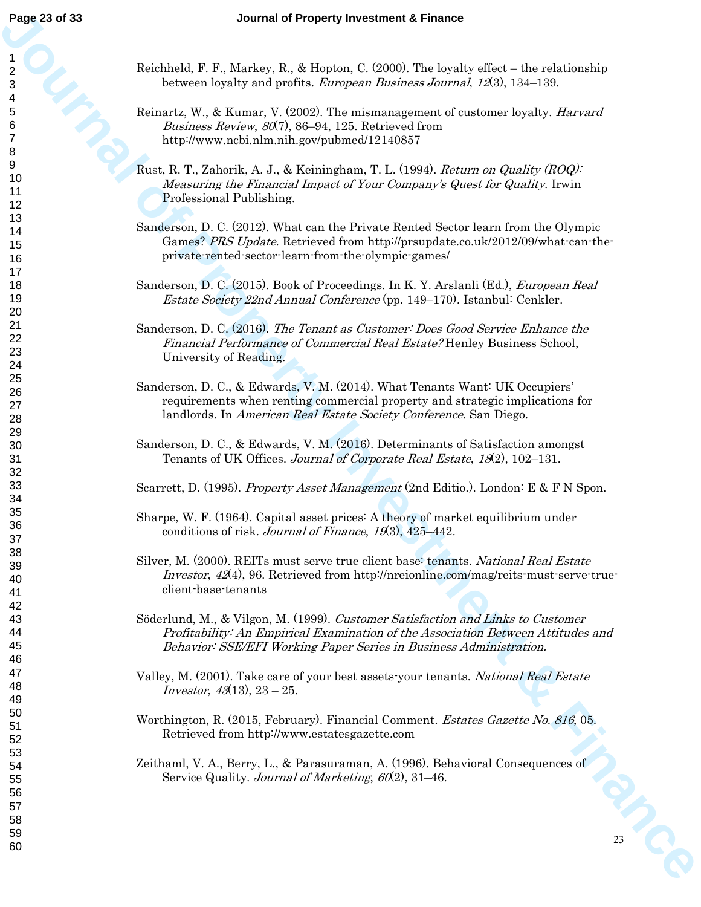Reichheld, F. F., Markey, R., & Hopton, C. (2000). The loyalty effect – the relationship between loyalty and profits. *European Business Journal*, *12*(3), 134–139.

Reinartz, W., & Kumar, V. (2002). The mismanagement of customer loyalty. *Harvard Business Review*, *80*(7), 86–94, 125. Retrieved from http://www.ncbi.nlm.nih.gov/pubmed/12140857

Rust, R. T., Zahorik, A. J., & Keiningham, T. L. (1994). *Return on Quality (ROQ): Measuring the Financial Impact of Your Company's Quest for Quality*. Irwin Professional Publishing.

Sanderson, D. C. (2012). What can the Private Rented Sector learn from the Olympic Games? *PRS Update*. Retrieved from http://prsupdate.co.uk/2012/09/what-can-the-private-rented-sector-learn-from-the-olympic-games/

Sanderson, D. C. (2015). Book of Proceedings. In K. Y. Arslanli (Ed.), *European Real Estate Society 22nd Annual Conference* (pp. 149–170). Istanbul: Cenkler.

Sanderson, D. C. (2016). *The Tenant as Customer: Does Good Service Enhance the Financial Performance of Commercial Real Estate?* Henley Business School, University of Reading.

Sanderson, D. C., & Edwards, V. M. (2014). What Tenants Want: UK Occupiers' requirements when renting commercial property and strategic implications for landlords. In *American Real Estate Society Conference*. San Diego.

Sanderson, D. C., & Edwards, V. M. (2016). Determinants of Satisfaction amongst Tenants of UK Offices. *Journal of Corporate Real Estate*, *18*(2), 102–131.

Scarrett, D. (1995). *Property Asset Management* (2nd Editio.). London: E & F N Spon.

Sharpe, W. F. (1964). Capital asset prices: A theory of market equilibrium under conditions of risk. *Journal of Finance*, *19*(3), 425–442.

Silver, M. (2000). REITs must serve true client base: tenants. *National Real Estate Investor*, *42*(4), 96. Retrieved from http://nreionline.com/mag/reits-must-serve-true-client-base-tenants

Söderlund, M., & Vilgon, M. (1999). *Customer Satisfaction and Links to Customer Profitability: An Empirical Examination of the Association Between Attitudes and Behavior: SSE/EFI Working Paper Series in Business Administration.*

Valley, M. (2001). Take care of your best assets-your tenants. *National Real Estate Investor*, *43*(13), 23 – 25.

Worthington, R. (2015, February). Financial Comment. *Estates Gazette No. 816*, 05. Retrieved from http://www.estatesgazette.com

Zeithaml, V. A., Berry, L., & Parasuraman, A. (1996). Behavioral Consequences of Service Quality. *Journal of Marketing*, *60*(2), 31–46.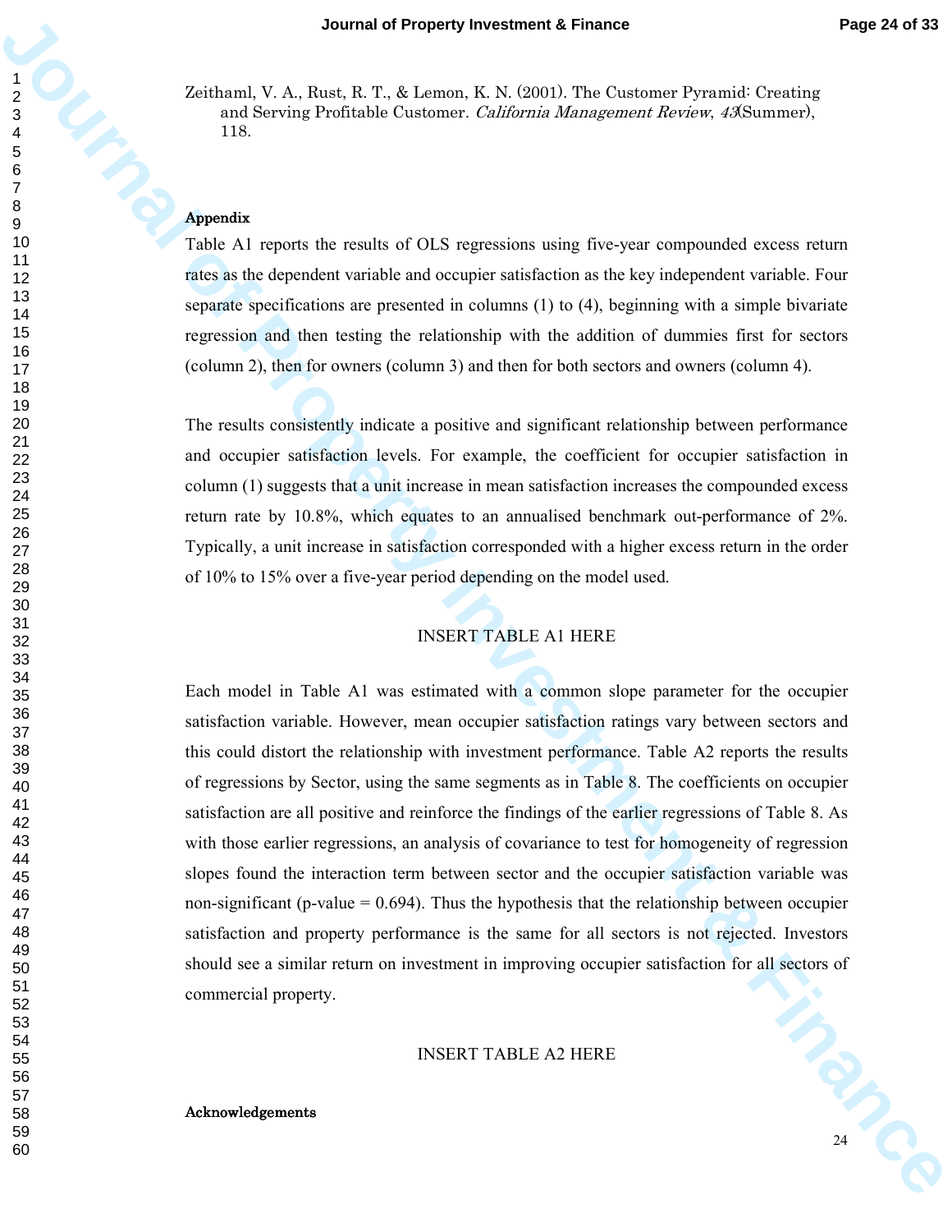Zeithaml, V. A., Rust, R. T., & Lemon, K. N. (2001). The Customer Pyramid: Creating and Serving Profitable Customer. *California Management Review*, *43*(Summer), 118.

## Appendix

Table A1 reports the results of OLS regressions using five-year compounded excess return rates as the dependent variable and occupier satisfaction as the key independent variable. Four separate specifications are presented in columns (1) to (4), beginning with a simple bivariate regression and then testing the relationship with the addition of dummies first for sectors (column 2), then for owners (column 3) and then for both sectors and owners (column 4).

The results consistently indicate a positive and significant relationship between performance and occupier satisfaction levels. For example, the coefficient for occupier satisfaction in column (1) suggests that a unit increase in mean satisfaction increases the compounded excess return rate by 10.8%, which equates to an annualised benchmark out-performance of 2%. Typically, a unit increase in satisfaction corresponded with a higher excess return in the order of 10% to 15% over a five-year period depending on the model used.

INSERT TABLE A1 HERE

Each model in Table A1 was estimated with a common slope parameter for the occupier satisfaction variable. However, mean occupier satisfaction ratings vary between sectors and this could distort the relationship with investment performance. Table A2 reports the results of regressions by Sector, using the same segments as in Table 8. The coefficients on occupier satisfaction are all positive and reinforce the findings of the earlier regressions of Table 8. As with those earlier regressions, an analysis of covariance to test for homogeneity of regression slopes found the interaction term between sector and the occupier satisfaction variable was non-significant (p-value = 0.694). Thus the hypothesis that the relationship between occupier satisfaction and property performance is the same for all sectors is not rejected. Investors should see a similar return on investment in improving occupier satisfaction for all sectors of commercial property.

INSERT TABLE A2 HERE

## Acknowledgements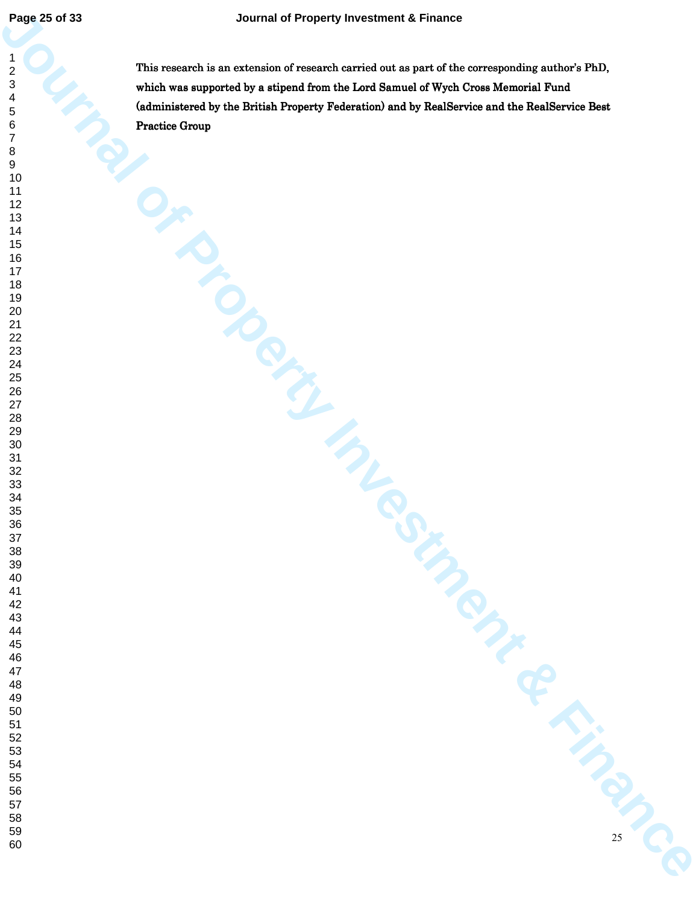This research is an extension of research carried out as part of the corresponding author's PhD, which was supported by a stipend from the Lord Samuel of Wych Cross Memorial Fund (administered by the British Property Federation) and by RealService and the RealService Best Practice Group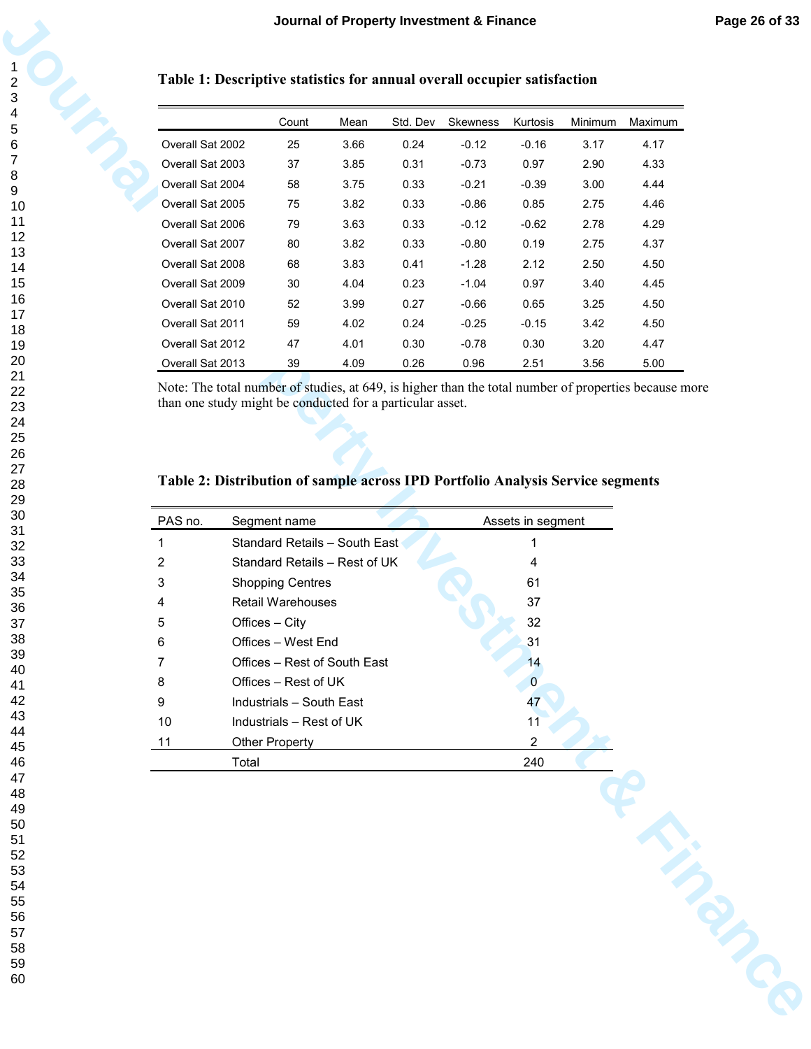**Table 1: Descriptive statistics for annual overall occupier satisfaction**

| | Count | Mean | Std. Dev | Skewness | Kurtosis | Minimum | Maximum |
|---|---|---|---|---|---|---|---|
| Overall Sat 2002 | 25 | 3.66 | 0.24 | -0.12 | -0.16 | 3.17 | 4.17 |
| Overall Sat 2003 | 37 | 3.85 | 0.31 | -0.73 | 0.97 | 2.90 | 4.33 |
| Overall Sat 2004 | 58 | 3.75 | 0.33 | -0.21 | -0.39 | 3.00 | 4.44 |
| Overall Sat 2005 | 75 | 3.82 | 0.33 | -0.86 | 0.85 | 2.75 | 4.46 |
| Overall Sat 2006 | 79 | 3.63 | 0.33 | -0.12 | -0.62 | 2.78 | 4.29 |
| Overall Sat 2007 | 80 | 3.82 | 0.33 | -0.80 | 0.19 | 2.75 | 4.37 |
| Overall Sat 2008 | 68 | 3.83 | 0.41 | -1.28 | 2.12 | 2.50 | 4.50 |
| Overall Sat 2009 | 30 | 4.04 | 0.23 | -1.04 | 0.97 | 3.40 | 4.45 |
| Overall Sat 2010 | 52 | 3.99 | 0.27 | -0.66 | 0.65 | 3.25 | 4.50 |
| Overall Sat 2011 | 59 | 4.02 | 0.24 | -0.25 | -0.15 | 3.42 | 4.50 |
| Overall Sat 2012 | 47 | 4.01 | 0.30 | -0.78 | 0.30 | 3.20 | 4.47 |
| Overall Sat 2013 | 39 | 4.09 | 0.26 | 0.96 | 2.51 | 3.56 | 5.00 |

Note: The total number of studies, at 649, is higher than the total number of properties because more than one study might be conducted for a particular asset.

**Table 2: Distribution of sample across IPD Portfolio Analysis Service segments**

| PAS no. | Segment name | Assets in segment |
|---|---|---|
| 1 | Standard Retails – South East | 1 |
| 2 | Standard Retails – Rest of UK | 4 |
| 3 | Shopping Centres | 61 |
| 4 | Retail Warehouses | 37 |
| 5 | Offices – City | 32 |
| 6 | Offices – West End | 31 |
| 7 | Offices – Rest of South East | 14 |
| 8 | Offices – Rest of UK | 0 |
| 9 | Industrials – South East | 47 |
| 10 | Industrials – Rest of UK | 11 |
| 11 | Other Property | 2 |
| | Total | 240 |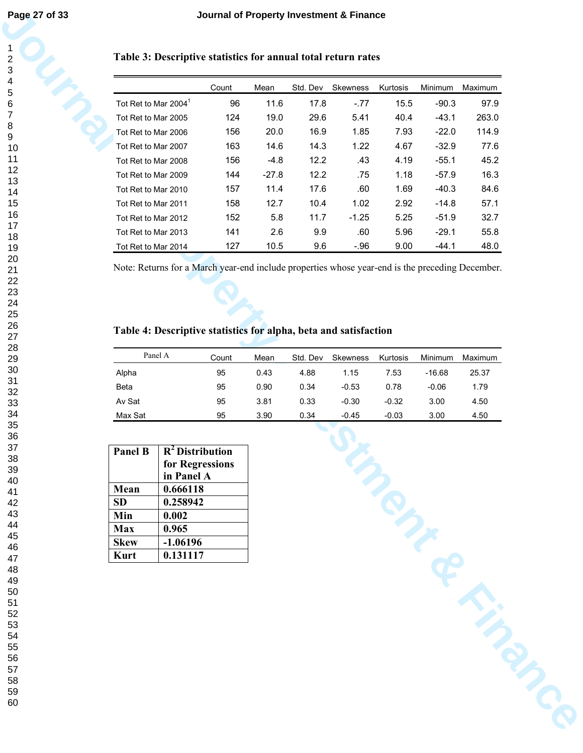**Table 3: Descriptive statistics for annual total return rates**

| | Count | Mean | Std. Dev | Skewness | Kurtosis | Minimum | Maximum |
|---|---|---|---|---|---|---|---|
| Tot Ret to Mar 2004[1] | 96 | 11.6 | 17.8 | -.77 | 15.5 | -90.3 | 97.9 |
| Tot Ret to Mar 2005 | 124 | 19.0 | 29.6 | 5.41 | 40.4 | -43.1 | 263.0 |
| Tot Ret to Mar 2006 | 156 | 20.0 | 16.9 | 1.85 | 7.93 | -22.0 | 114.9 |
| Tot Ret to Mar 2007 | 163 | 14.6 | 14.3 | 1.22 | 4.67 | -32.9 | 77.6 |
| Tot Ret to Mar 2008 | 156 | -4.8 | 12.2 | .43 | 4.19 | -55.1 | 45.2 |
| Tot Ret to Mar 2009 | 144 | -27.8 | 12.2 | .75 | 1.18 | -57.9 | 16.3 |
| Tot Ret to Mar 2010 | 157 | 11.4 | 17.6 | .60 | 1.69 | -40.3 | 84.6 |
| Tot Ret to Mar 2011 | 158 | 12.7 | 10.4 | 1.02 | 2.92 | -14.8 | 57.1 |
| Tot Ret to Mar 2012 | 152 | 5.8 | 11.7 | -1.25 | 5.25 | -51.9 | 32.7 |
| Tot Ret to Mar 2013 | 141 | 2.6 | 9.9 | .60 | 5.96 | -29.1 | 55.8 |
| Tot Ret to Mar 2014 | 127 | 10.5 | 9.6 | -.96 | 9.00 | -44.1 | 48.0 |

Note: Returns for a March year-end include properties whose year-end is the preceding December.

**Table 4: Descriptive statistics for alpha, beta and satisfaction**

| Panel A | Count | Mean | Std. Dev | Skewness | Kurtosis | Minimum | Maximum |
|---|---|---|---|---|---|---|---|
| Alpha | 95 | 0.43 | 4.88 | 1.15 | 7.53 | -16.68 | 25.37 |
| Beta | 95 | 0.90 | 0.34 | -0.53 | 0.78 | -0.06 | 1.79 |
| Av Sat | 95 | 3.81 | 0.33 | -0.30 | -0.32 | 3.00 | 4.50 |
| Max Sat | 95 | 3.90 | 0.34 | -0.45 | -0.03 | 3.00 | 4.50 |

| Panel B | $R^2$ Distribution for Regressions in Panel A |
|---|---|
| Mean | 0.666118 |
| SD | 0.258942 |
| Min | 0.002 |
| Max | 0.965 |
| Skew | -1.06196 |
| Kurt | 0.131117 |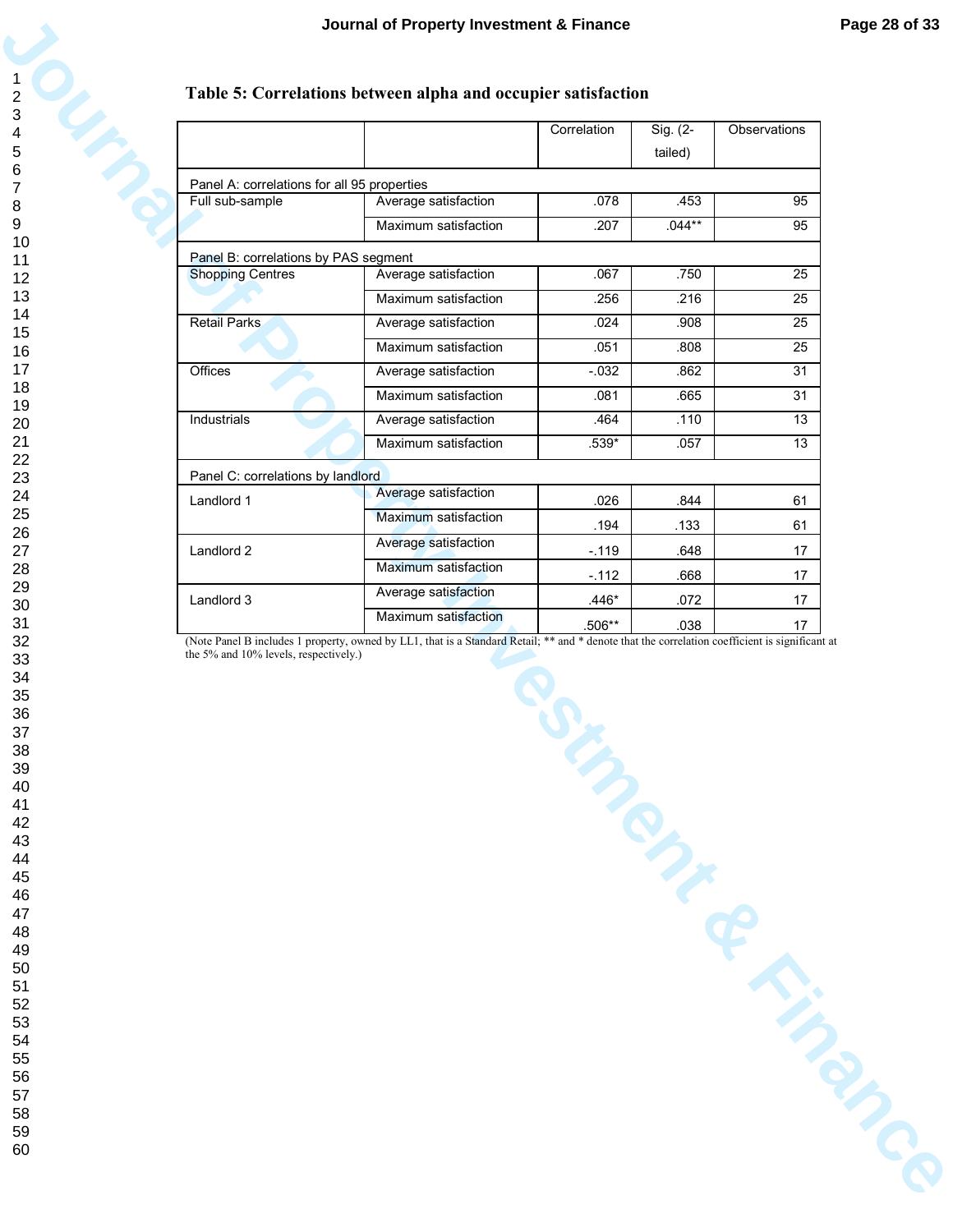**Table 5: Correlations between alpha and occupier satisfaction**

| | | Correlation | Sig. (2-tailed) | Observations |
|---|---|---|---|---|
| Panel A: correlations for all 95 properties | | | | |
| Full sub-sample | Average satisfaction | .078 | .453 | 95 |
| | Maximum satisfaction | .207 | .044** | 95 |
| Panel B: correlations by PAS segment | | | | |
| Shopping Centres | Average satisfaction | .067 | .750 | 25 |
| | Maximum satisfaction | .256 | .216 | 25 |
| Retail Parks | Average satisfaction | .024 | .908 | 25 |
| | Maximum satisfaction | .051 | .808 | 25 |
| Offices | Average satisfaction | -.032 | .862 | 31 |
| | Maximum satisfaction | .081 | .665 | 31 |
| Industrials | Average satisfaction | .464 | .110 | 13 |
| | Maximum satisfaction | .539* | .057 | 13 |
| Panel C: correlations by landlord | | | | |
| Landlord 1 | Average satisfaction | .026 | .844 | 61 |
| | Maximum satisfaction | .194 | .133 | 61 |
| Landlord 2 | Average satisfaction | -.119 | .648 | 17 |
| | Maximum satisfaction | -.112 | .668 | 17 |
| Landlord 3 | Average satisfaction | .446* | .072 | 17 |
| | Maximum satisfaction | .506** | .038 | 17 |

(Note Panel B includes 1 property, owned by LL1, that is a Standard Retail; ** and * denote that the correlation coefficient is significant at the 5% and 10% levels, respectively.)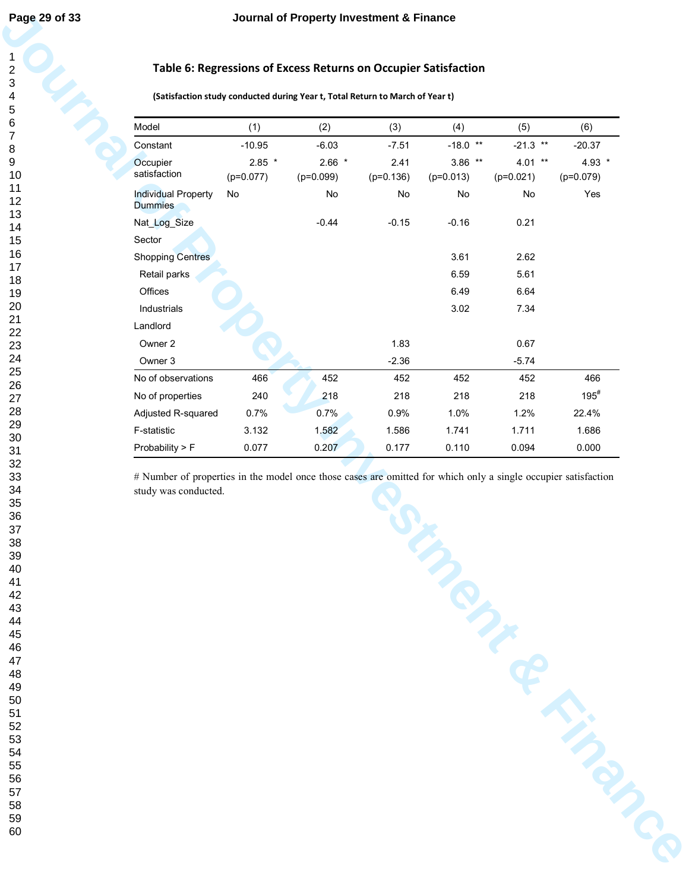## Table 6: Regressions of Excess Returns on Occupier Satisfaction

**(Satisfaction study conducted during Year t, Total Return to March of Year t)**

| Model | (1) | (2) | (3) | (4) | (5) | (6) |
|---|---|---|---|---|---|---|
| Constant | -10.95 | -6.03 | -7.51 | -18.0 ** | -21.3 ** | -20.37 |
| Occupier satisfaction | 2.85 * (p=0.077) | 2.66 * (p=0.099) | 2.41 (p=0.136) | 3.86 ** (p=0.013) | 4.01 ** (p=0.021) | 4.93 * (p=0.079) |
| Individual Property Dummies | No | No | No | No | No | Yes |
| Nat_Log_Size | | -0.44 | -0.15 | -0.16 | 0.21 | |
| Sector | | | | | | |
| Shopping Centres | | | | 3.61 | 2.62 | |
| Retail parks | | | | 6.59 | 5.61 | |
| Offices | | | | 6.49 | 6.64 | |
| Industrials | | | | 3.02 | 7.34 | |
| Landlord | | | | | | |
| Owner 2 | | | 1.83 | | 0.67 | |
| Owner 3 | | | -2.36 | | -5.74 | |
| No of observations | 466 | 452 | 452 | 452 | 452 | 466 |
| No of properties | 240 | 218 | 218 | 218 | 218 | 195# |
| Adjusted R-squared | 0.7% | 0.7% | 0.9% | 1.0% | 1.2% | 22.4% |
| F-statistic | 3.132 | 1.582 | 1.586 | 1.741 | 1.711 | 1.686 |
| Probability > F | 0.077 | 0.207 | 0.177 | 0.110 | 0.094 | 0.000 |

# Number of properties in the model once those cases are omitted for which only a single occupier satisfaction study was conducted.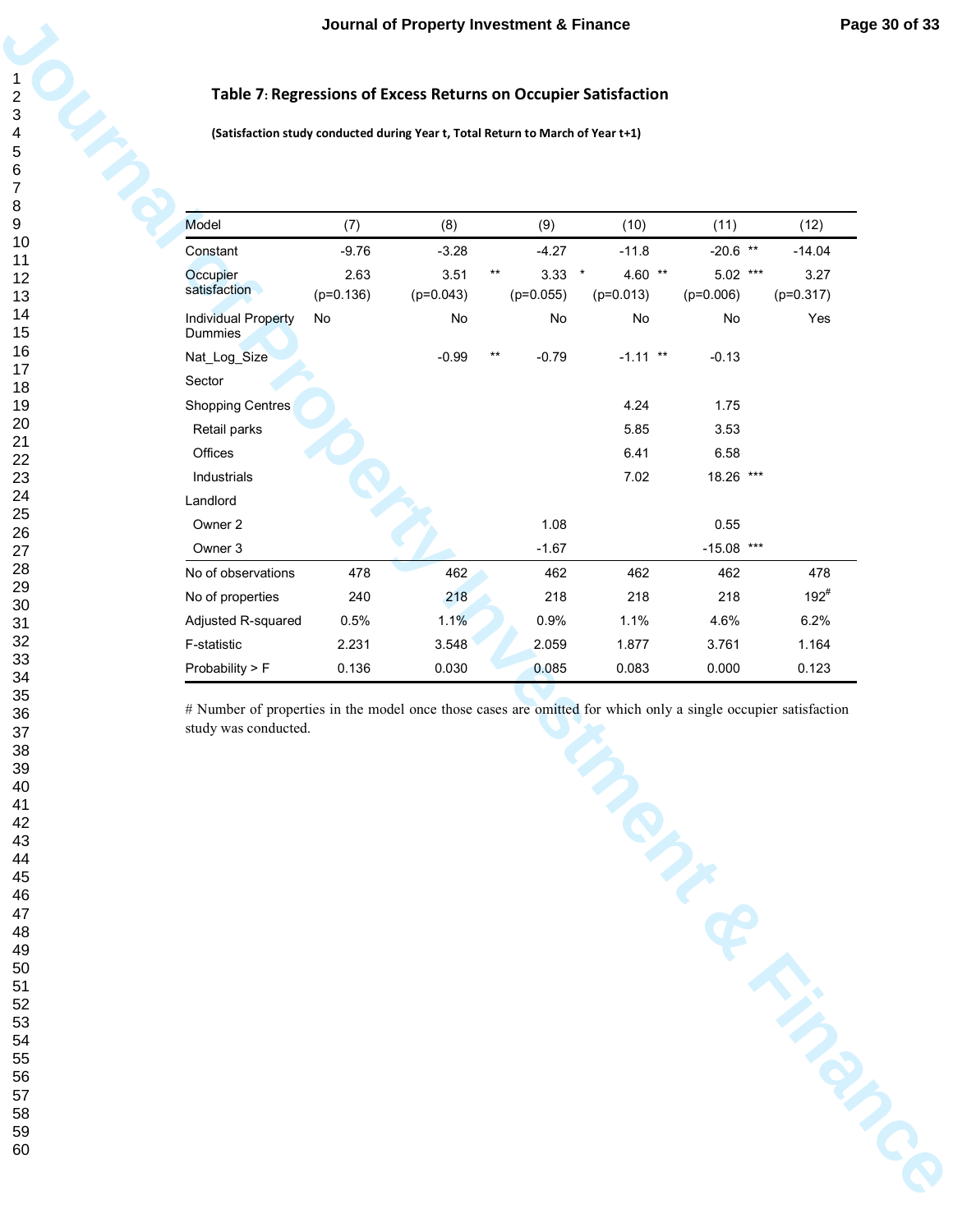**Table 7: Regressions of Excess Returns on Occupier Satisfaction**

**(Satisfaction study conducted during Year t, Total Return to March of Year t+1)**

| Model | (7) | (8) | (9) | (10) | (11) | (12) |
|---|---|---|---|---|---|---|
| Constant | -9.76 | -3.28 | -4.27 | -11.8 | -20.6 ** | -14.04 |
| Occupier satisfaction | 2.63 (p=0.136) | 3.51 ** (p=0.043) | 3.33 * (p=0.055) | 4.60 ** (p=0.013) | 5.02 *** (p=0.006) | 3.27 (p=0.317) |
| Individual Property Dummies | No | No | No | No | No | Yes |
| Nat_Log_Size | | -0.99 ** | -0.79 | -1.11 ** | -0.13 | |
| Sector | | | | | | |
| Shopping Centres | | | | 4.24 | 1.75 | |
| Retail parks | | | | 5.85 | 3.53 | |
| Offices | | | | 6.41 | 6.58 | |
| Industrials | | | | 7.02 | 18.26 *** | |
| Landlord | | | | | | |
| Owner 2 | | | 1.08 | | 0.55 | |
| Owner 3 | | | -1.67 | | -15.08 *** | |
| No of observations | 478 | 462 | 462 | 462 | 462 | 478 |
| No of properties | 240 | 218 | 218 | 218 | 218 | 192# |
| Adjusted R-squared | 0.5% | 1.1% | 0.9% | 1.1% | 4.6% | 6.2% |
| F-statistic | 2.231 | 3.548 | 2.059 | 1.877 | 3.761 | 1.164 |
| Probability > F | 0.136 | 0.030 | 0.085 | 0.083 | 0.000 | 0.123 |

# Number of properties in the model once those cases are omitted for which only a single occupier satisfaction study was conducted.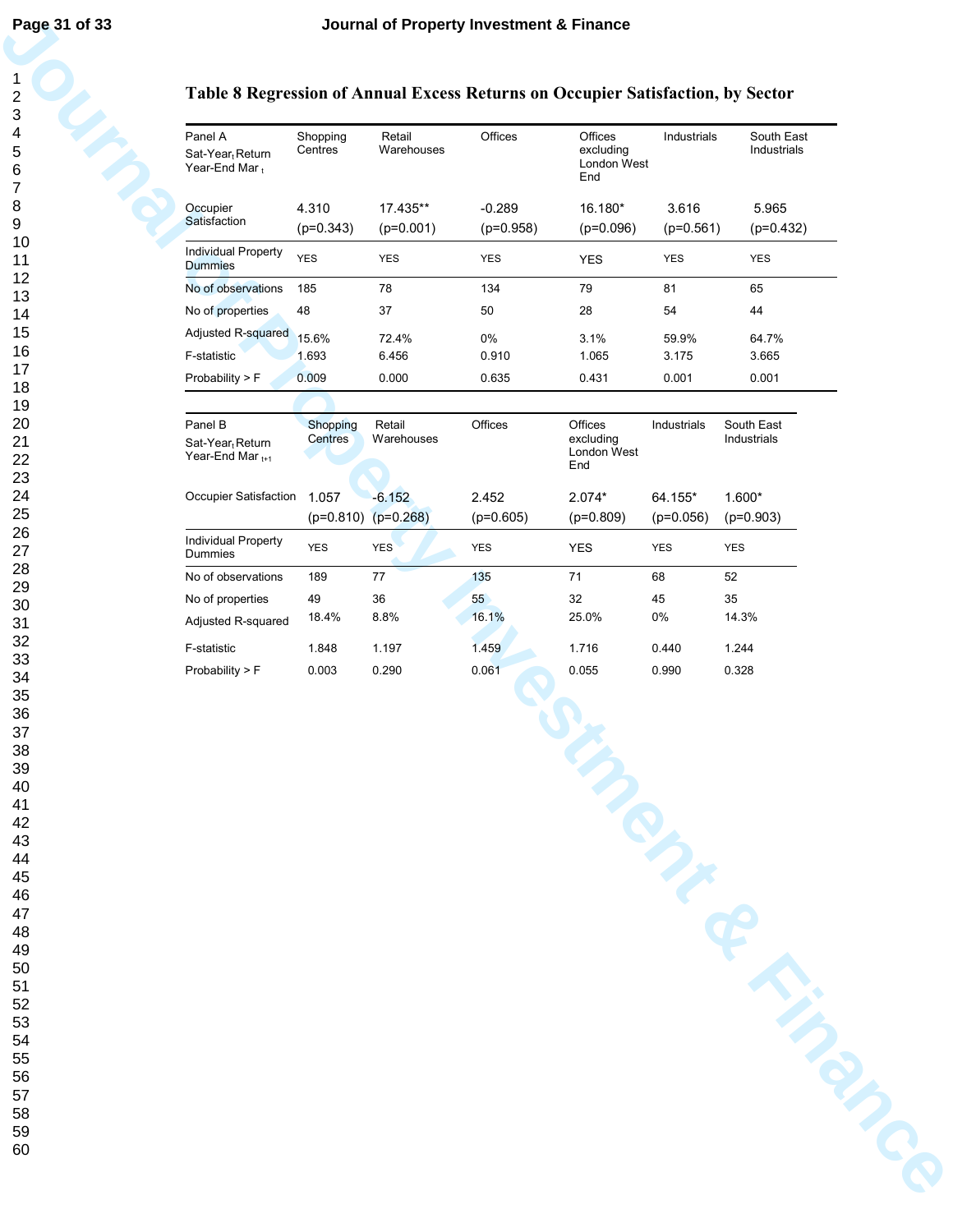# Table 8 Regression of Annual Excess Returns on Occupier Satisfaction, by Sector

| Panel A<br>Sat-Year$_t$ Return Year-End Mar $_t$ | Shopping Centres | Retail Warehouses | Offices | Offices excluding London West End | Industrials | South East Industrials |
|---|---|---|---|---|---|---|
| Occupier Satisfaction | 4.310<br>(p=0.343) | 17.435**<br>(p=0.001) | -0.289<br>(p=0.958) | 16.180*<br>(p=0.096) | 3.616<br>(p=0.561) | 5.965<br>(p=0.432) |
| Individual Property Dummies | YES | YES | YES | YES | YES | YES |
| No of observations | 185 | 78 | 134 | 79 | 81 | 65 |
| No of properties | 48 | 37 | 50 | 28 | 54 | 44 |
| Adjusted R-squared | 15.6% | 72.4% | 0% | 3.1% | 59.9% | 64.7% |
| F-statistic | 1.693 | 6.456 | 0.910 | 1.065 | 3.175 | 3.665 |
| Probability > F | 0.009 | 0.000 | 0.635 | 0.431 | 0.001 | 0.001 |

| Panel B<br>Sat-Year$_t$ Return Year-End Mar $_{t+1}$ | Shopping Centres | Retail Warehouses | Offices | Offices excluding London West End | Industrials | South East Industrials |
|---|---|---|---|---|---|---|
| Occupier Satisfaction | 1.057<br>(p=0.810) | -6.152<br>(p=0.268) | 2.452<br>(p=0.605) | 2.074*<br>(p=0.809) | 64.155*<br>(p=0.056) | 1.600*<br>(p=0.903) |
| Individual Property Dummies | YES | YES | YES | YES | YES | YES |
| No of observations | 189 | 77 | 135 | 71 | 68 | 52 |
| No of properties | 49 | 36 | 55 | 32 | 45 | 35 |
| Adjusted R-squared | 18.4% | 8.8% | 16.1% | 25.0% | 0% | 14.3% |
| F-statistic | 1.848 | 1.197 | 1.459 | 1.716 | 0.440 | 1.244 |
| Probability > F | 0.003 | 0.290 | 0.061 | 0.055 | 0.990 | 0.328 |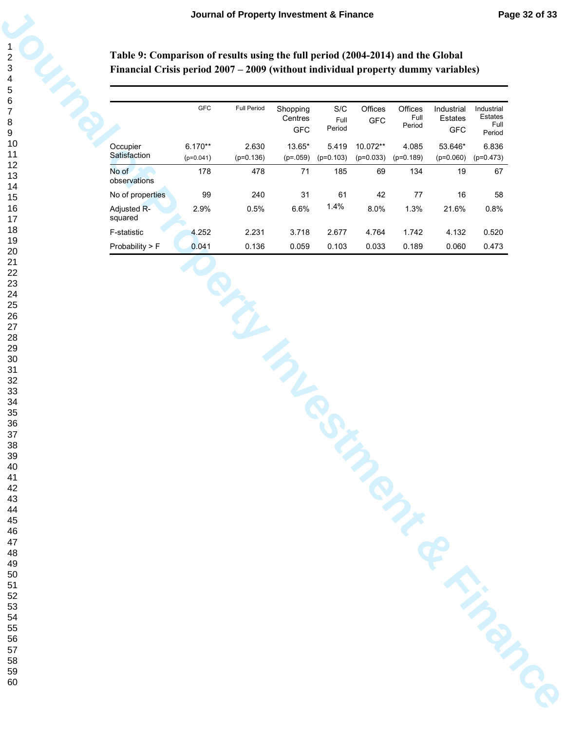**Table 9: Comparison of results using the full period (2004-2014) and the Global Financial Crisis period 2007 – 2009 (without individual property dummy variables)**

| | GFC | Full Period | Shopping Centres GFC | S/C Full Period | Offices GFC | Offices Full Period | Industrial Estates GFC | Industrial Estates Full Period |
|---|---|---|---|---|---|---|---|---|
| Occupier Satisfaction | 6.170** (p=0.041) | 2.630 (p=0.136) | 13.65* (p=.059) | 5.419 (p=0.103) | 10.072** (p=0.033) | 4.085 (p=0.189) | 53.646* (p=0.060) | 6.836 (p=0.473) |
| No of observations | 178 | 478 | 71 | 185 | 69 | 134 | 19 | 67 |
| No of properties | 99 | 240 | 31 | 61 | 42 | 77 | 16 | 58 |
| Adjusted R-squared | 2.9% | 0.5% | 6.6% | 1.4% | 8.0% | 1.3% | 21.6% | 0.8% |
| F-statistic | 4.252 | 2.231 | 3.718 | 2.677 | 4.764 | 1.742 | 4.132 | 0.520 |
| Probability > F | 0.041 | 0.136 | 0.059 | 0.103 | 0.033 | 0.189 | 0.060 | 0.473 |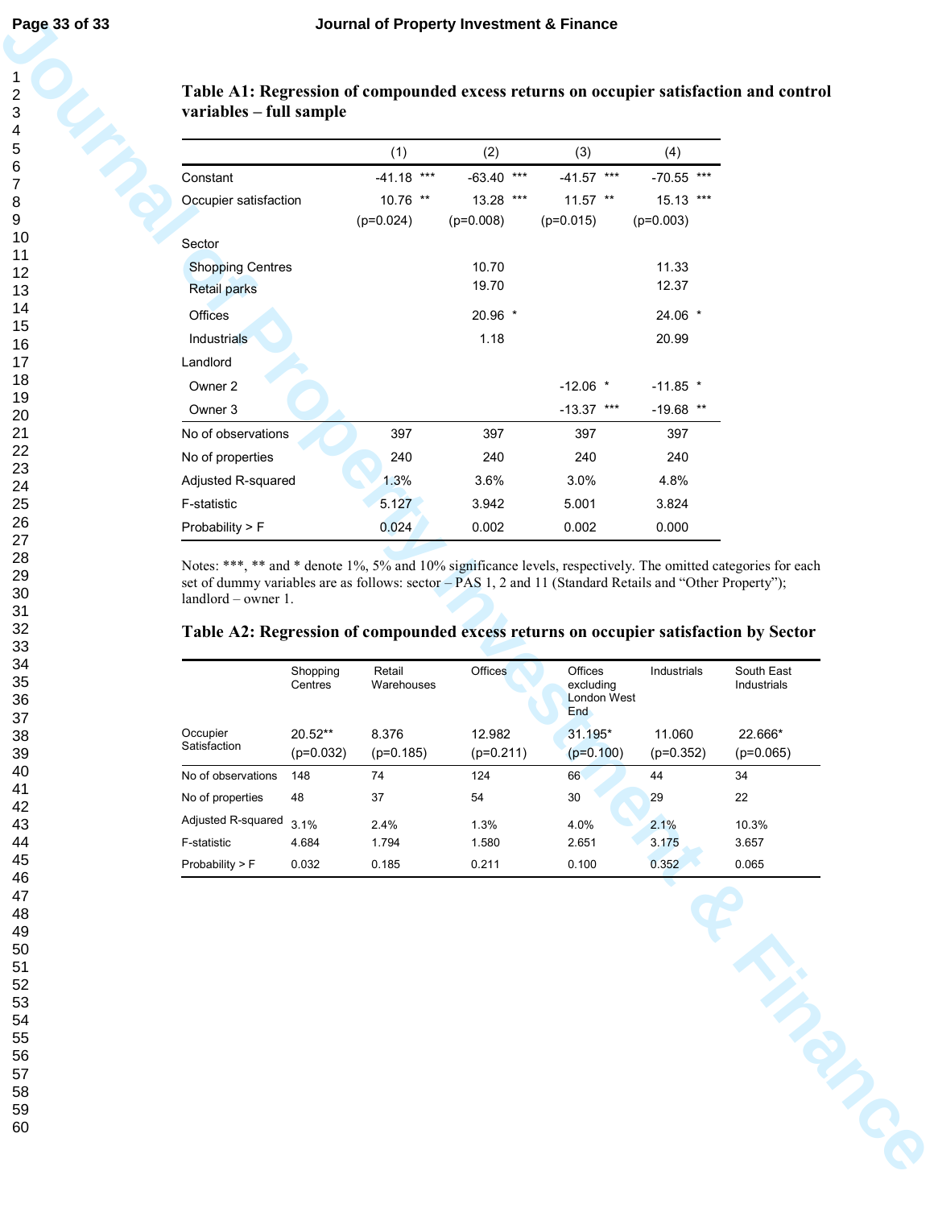**Table A1: Regression of compounded excess returns on occupier satisfaction and control variables – full sample**

| | (1) | (2) | (3) | (4) |
|---|---|---|---|---|
| Constant | -41.18 *** | -63.40 *** | -41.57 *** | -70.55 *** |
| Occupier satisfaction | 10.76 ** | 13.28 *** | 11.57 ** | 15.13 *** |
| | (p=0.024) | (p=0.008) | (p=0.015) | (p=0.003) |
| Sector | | | | |
| Shopping Centres | | 10.70 | | 11.33 |
| Retail parks | | 19.70 | | 12.37 |
| Offices | | 20.96 * | | 24.06 * |
| Industrials | | 1.18 | | 20.99 |
| Landlord | | | | |
| Owner 2 | | | -12.06 * | -11.85 * |
| Owner 3 | | | -13.37 *** | -19.68 ** |
| No of observations | 397 | 397 | 397 | 397 |
| No of properties | 240 | 240 | 240 | 240 |
| Adjusted R-squared | 1.3% | 3.6% | 3.0% | 4.8% |
| F-statistic | 5.127 | 3.942 | 5.001 | 3.824 |
| Probability > F | 0.024 | 0.002 | 0.002 | 0.000 |

Notes: ***, ** and * denote 1%, 5% and 10% significance levels, respectively. The omitted categories for each set of dummy variables are as follows: sector – PAS 1, 2 and 11 (Standard Retails and "Other Property"); landlord – owner 1.

**Table A2: Regression of compounded excess returns on occupier satisfaction by Sector**

| | Shopping Centres | Retail Warehouses | Offices | Offices excluding London West End | Industrials | South East Industrials |
|---|---|---|---|---|---|---|
| Occupier Satisfaction | 20.52** | 8.376 | 12.982 | 31.195* | 11.060 | 22.666* |
| | (p=0.032) | (p=0.185) | (p=0.211) | (p=0.100) | (p=0.352) | (p=0.065) |
| No of observations | 148 | 74 | 124 | 66 | 44 | 34 |
| No of properties | 48 | 37 | 54 | 30 | 29 | 22 |
| Adjusted R-squared | 3.1% | 2.4% | 1.3% | 4.0% | 2.1% | 10.3% |
| F-statistic | 4.684 | 1.794 | 1.580 | 2.651 | 3.175 | 3.657 |
| Probability > F | 0.032 | 0.185 | 0.211 | 0.100 | 0.352 | 0.065 |